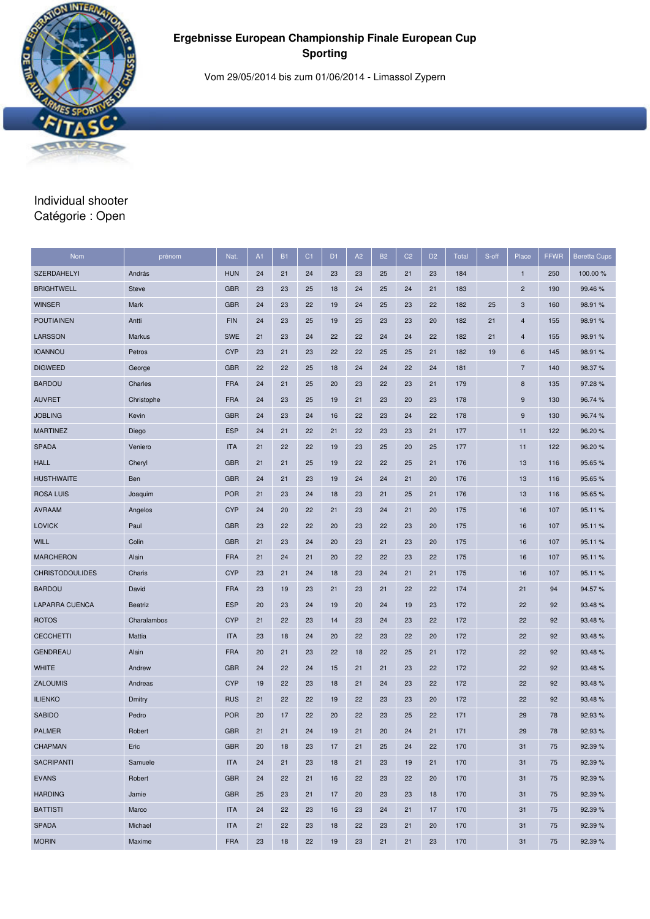# Ergebnisse European Championship Finale European Cup Sporting

Vom 29/05/2014 bis zum 01/06/2014 - Limassol Zypern

Individual shooter
Catégorie : Open

| Nom | prénom | Nat. | A1 | B1 | C1 | D1 | A2 | B2 | C2 | D2 | Total | S-off | Place | FFWR | Beretta Cups |
|---|---|---|---|---|---|---|---|---|---|---|---|---|---|---|---|
| SZERDAHELYI | András | HUN | 24 | 21 | 24 | 23 | 23 | 25 | 21 | 23 | 184 | | 1 | 250 | 100.00 % |
| BRIGHTWELL | Steve | GBR | 23 | 23 | 25 | 18 | 24 | 25 | 24 | 21 | 183 | | 2 | 190 | 99.46 % |
| WINSER | Mark | GBR | 24 | 23 | 22 | 19 | 24 | 25 | 23 | 22 | 182 | 25 | 3 | 160 | 98.91 % |
| POUTIAINEN | Antti | FIN | 24 | 23 | 25 | 19 | 25 | 23 | 23 | 20 | 182 | 21 | 4 | 155 | 98.91 % |
| LARSSON | Markus | SWE | 21 | 23 | 24 | 22 | 22 | 24 | 24 | 22 | 182 | 21 | 4 | 155 | 98.91 % |
| IOANNOU | Petros | CYP | 23 | 21 | 23 | 22 | 22 | 25 | 25 | 21 | 182 | 19 | 6 | 145 | 98.91 % |
| DIGWEED | George | GBR | 22 | 22 | 25 | 18 | 24 | 24 | 22 | 24 | 181 | | 7 | 140 | 98.37 % |
| BARDOU | Charles | FRA | 24 | 21 | 25 | 20 | 23 | 22 | 23 | 21 | 179 | | 8 | 135 | 97.28 % |
| AUVRET | Christophe | FRA | 24 | 23 | 25 | 19 | 21 | 23 | 20 | 23 | 178 | | 9 | 130 | 96.74 % |
| JOBLING | Kevin | GBR | 24 | 23 | 24 | 16 | 22 | 23 | 24 | 22 | 178 | | 9 | 130 | 96.74 % |
| MARTINEZ | Diego | ESP | 24 | 21 | 22 | 21 | 22 | 23 | 23 | 21 | 177 | | 11 | 122 | 96.20 % |
| SPADA | Veniero | ITA | 21 | 22 | 22 | 19 | 23 | 25 | 20 | 25 | 177 | | 11 | 122 | 96.20 % |
| HALL | Cheryl | GBR | 21 | 21 | 25 | 19 | 22 | 22 | 25 | 21 | 176 | | 13 | 116 | 95.65 % |
| HUSTHWAITE | Ben | GBR | 24 | 21 | 23 | 19 | 24 | 24 | 21 | 20 | 176 | | 13 | 116 | 95.65 % |
| ROSA LUIS | Joaquim | POR | 21 | 23 | 24 | 18 | 23 | 21 | 25 | 21 | 176 | | 13 | 116 | 95.65 % |
| AVRAAM | Angelos | CYP | 24 | 20 | 22 | 21 | 23 | 24 | 21 | 20 | 175 | | 16 | 107 | 95.11 % |
| LOVICK | Paul | GBR | 23 | 22 | 22 | 20 | 23 | 22 | 23 | 20 | 175 | | 16 | 107 | 95.11 % |
| WILL | Colin | GBR | 21 | 23 | 24 | 20 | 23 | 21 | 23 | 20 | 175 | | 16 | 107 | 95.11 % |
| MARCHERON | Alain | FRA | 21 | 24 | 21 | 20 | 22 | 22 | 23 | 22 | 175 | | 16 | 107 | 95.11 % |
| CHRISTODOULIDES | Charis | CYP | 23 | 21 | 24 | 18 | 23 | 24 | 21 | 21 | 175 | | 16 | 107 | 95.11 % |
| BARDOU | David | FRA | 23 | 19 | 23 | 21 | 23 | 21 | 22 | 22 | 174 | | 21 | 94 | 94.57 % |
| LAPARRA CUENCA | Beatriz | ESP | 20 | 23 | 24 | 19 | 20 | 24 | 19 | 23 | 172 | | 22 | 92 | 93.48 % |
| ROTOS | Charalambos | CYP | 21 | 22 | 23 | 14 | 23 | 24 | 23 | 22 | 172 | | 22 | 92 | 93.48 % |
| CECCHETTI | Mattia | ITA | 23 | 18 | 24 | 20 | 22 | 23 | 22 | 20 | 172 | | 22 | 92 | 93.48 % |
| GENDREAU | Alain | FRA | 20 | 21 | 23 | 22 | 18 | 22 | 25 | 21 | 172 | | 22 | 92 | 93.48 % |
| WHITE | Andrew | GBR | 24 | 22 | 24 | 15 | 21 | 21 | 23 | 22 | 172 | | 22 | 92 | 93.48 % |
| ZALOUMIS | Andreas | CYP | 19 | 22 | 23 | 18 | 21 | 24 | 23 | 22 | 172 | | 22 | 92 | 93.48 % |
| ILIENKO | Dmitry | RUS | 21 | 22 | 22 | 19 | 22 | 23 | 23 | 20 | 172 | | 22 | 92 | 93.48 % |
| SABIDO | Pedro | POR | 20 | 17 | 22 | 20 | 22 | 23 | 25 | 22 | 171 | | 29 | 78 | 92.93 % |
| PALMER | Robert | GBR | 21 | 21 | 24 | 19 | 21 | 20 | 24 | 21 | 171 | | 29 | 78 | 92.93 % |
| CHAPMAN | Eric | GBR | 20 | 18 | 23 | 17 | 21 | 25 | 24 | 22 | 170 | | 31 | 75 | 92.39 % |
| SACRIPANTI | Samuele | ITA | 24 | 21 | 23 | 18 | 21 | 23 | 19 | 21 | 170 | | 31 | 75 | 92.39 % |
| EVANS | Robert | GBR | 24 | 22 | 21 | 16 | 22 | 23 | 22 | 20 | 170 | | 31 | 75 | 92.39 % |
| HARDING | Jamie | GBR | 25 | 23 | 21 | 17 | 20 | 23 | 23 | 18 | 170 | | 31 | 75 | 92.39 % |
| BATTISTI | Marco | ITA | 24 | 22 | 23 | 16 | 23 | 24 | 21 | 17 | 170 | | 31 | 75 | 92.39 % |
| SPADA | Michael | ITA | 21 | 22 | 23 | 18 | 22 | 23 | 21 | 20 | 170 | | 31 | 75 | 92.39 % |
| MORIN | Maxime | FRA | 23 | 18 | 22 | 19 | 23 | 21 | 21 | 23 | 170 | | 31 | 75 | 92.39 % |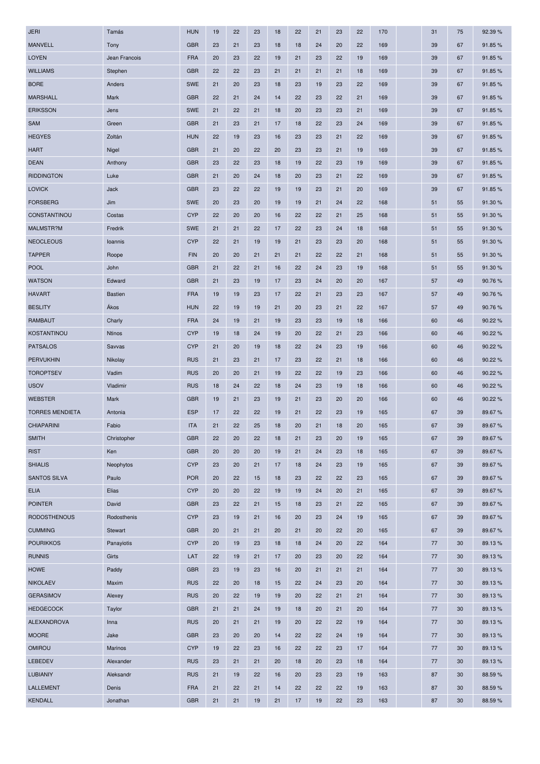| | | | | | | | | | | | | | | | |
|---|---|---|---|---|---|---|---|---|---|---|---|---|---|---|---|
| JERI | Tamás | HUN | 19 | 22 | 23 | 18 | 22 | 21 | 23 | 22 | 170 | | 31 | 75 | 92.39 % |
| MANVELL | Tony | GBR | 23 | 21 | 23 | 18 | 18 | 24 | 20 | 22 | 169 | | 39 | 67 | 91.85 % |
| LOYEN | Jean Francois | FRA | 20 | 23 | 22 | 19 | 21 | 23 | 22 | 19 | 169 | | 39 | 67 | 91.85 % |
| WILLIAMS | Stephen | GBR | 22 | 22 | 23 | 21 | 21 | 21 | 21 | 18 | 169 | | 39 | 67 | 91.85 % |
| BORE | Anders | SWE | 21 | 20 | 23 | 18 | 23 | 19 | 23 | 22 | 169 | | 39 | 67 | 91.85 % |
| MARSHALL | Mark | GBR | 22 | 21 | 24 | 14 | 22 | 23 | 22 | 21 | 169 | | 39 | 67 | 91.85 % |
| ERIKSSON | Jens | SWE | 21 | 22 | 21 | 18 | 20 | 23 | 23 | 21 | 169 | | 39 | 67 | 91.85 % |
| SAM | Green | GBR | 21 | 23 | 21 | 17 | 18 | 22 | 23 | 24 | 169 | | 39 | 67 | 91.85 % |
| HEGYES | Zoltán | HUN | 22 | 19 | 23 | 16 | 23 | 23 | 21 | 22 | 169 | | 39 | 67 | 91.85 % |
| HART | Nigel | GBR | 21 | 20 | 22 | 20 | 23 | 23 | 21 | 19 | 169 | | 39 | 67 | 91.85 % |
| DEAN | Anthony | GBR | 23 | 22 | 23 | 18 | 19 | 22 | 23 | 19 | 169 | | 39 | 67 | 91.85 % |
| RIDDINGTON | Luke | GBR | 21 | 20 | 24 | 18 | 20 | 23 | 21 | 22 | 169 | | 39 | 67 | 91.85 % |
| LOVICK | Jack | GBR | 23 | 22 | 22 | 19 | 19 | 23 | 21 | 20 | 169 | | 39 | 67 | 91.85 % |
| FORSBERG | Jim | SWE | 20 | 23 | 20 | 19 | 19 | 21 | 24 | 22 | 168 | | 51 | 55 | 91.30 % |
| CONSTANTINOU | Costas | CYP | 22 | 20 | 20 | 16 | 22 | 22 | 21 | 25 | 168 | | 51 | 55 | 91.30 % |
| MALMSTR?M | Fredrik | SWE | 21 | 21 | 22 | 17 | 22 | 23 | 24 | 18 | 168 | | 51 | 55 | 91.30 % |
| NEOCLEOUS | Ioannis | CYP | 22 | 21 | 19 | 19 | 21 | 23 | 23 | 20 | 168 | | 51 | 55 | 91.30 % |
| TAPPER | Roope | FIN | 20 | 20 | 21 | 21 | 21 | 22 | 22 | 21 | 168 | | 51 | 55 | 91.30 % |
| POOL | John | GBR | 21 | 22 | 21 | 16 | 22 | 24 | 23 | 19 | 168 | | 51 | 55 | 91.30 % |
| WATSON | Edward | GBR | 21 | 23 | 19 | 17 | 23 | 24 | 20 | 20 | 167 | | 57 | 49 | 90.76 % |
| HAVART | Bastien | FRA | 19 | 19 | 23 | 17 | 22 | 21 | 23 | 23 | 167 | | 57 | 49 | 90.76 % |
| BESLITY | Ákos | HUN | 22 | 19 | 19 | 21 | 20 | 23 | 21 | 22 | 167 | | 57 | 49 | 90.76 % |
| RAMBAUT | Charly | FRA | 24 | 19 | 21 | 19 | 23 | 23 | 19 | 18 | 166 | | 60 | 46 | 90.22 % |
| KOSTANTINOU | Ntinos | CYP | 19 | 18 | 24 | 19 | 20 | 22 | 21 | 23 | 166 | | 60 | 46 | 90.22 % |
| PATSALOS | Savvas | CYP | 21 | 20 | 19 | 18 | 22 | 24 | 23 | 19 | 166 | | 60 | 46 | 90.22 % |
| PERVUKHIN | Nikolay | RUS | 21 | 23 | 21 | 17 | 23 | 22 | 21 | 18 | 166 | | 60 | 46 | 90.22 % |
| TOROPTSEV | Vadim | RUS | 20 | 20 | 21 | 19 | 22 | 22 | 19 | 23 | 166 | | 60 | 46 | 90.22 % |
| USOV | Vladimir | RUS | 18 | 24 | 22 | 18 | 24 | 23 | 19 | 18 | 166 | | 60 | 46 | 90.22 % |
| WEBSTER | Mark | GBR | 19 | 21 | 23 | 19 | 21 | 23 | 20 | 20 | 166 | | 60 | 46 | 90.22 % |
| TORRES MENDIETA | Antonia | ESP | 17 | 22 | 22 | 19 | 21 | 22 | 23 | 19 | 165 | | 67 | 39 | 89.67 % |
| CHIAPARINI | Fabio | ITA | 21 | 22 | 25 | 18 | 20 | 21 | 18 | 20 | 165 | | 67 | 39 | 89.67 % |
| SMITH | Christopher | GBR | 22 | 20 | 22 | 18 | 21 | 23 | 20 | 19 | 165 | | 67 | 39 | 89.67 % |
| RIST | Ken | GBR | 20 | 20 | 20 | 19 | 21 | 24 | 23 | 18 | 165 | | 67 | 39 | 89.67 % |
| SHIALIS | Neophytos | CYP | 23 | 20 | 21 | 17 | 18 | 24 | 23 | 19 | 165 | | 67 | 39 | 89.67 % |
| SANTOS SILVA | Paulo | POR | 20 | 22 | 15 | 18 | 23 | 22 | 22 | 23 | 165 | | 67 | 39 | 89.67 % |
| ELIA | Elias | CYP | 20 | 20 | 22 | 19 | 19 | 24 | 20 | 21 | 165 | | 67 | 39 | 89.67 % |
| POINTER | David | GBR | 23 | 22 | 21 | 15 | 18 | 23 | 21 | 22 | 165 | | 67 | 39 | 89.67 % |
| RODOSTHENOUS | Rodosthenis | CYP | 23 | 19 | 21 | 16 | 20 | 23 | 24 | 19 | 165 | | 67 | 39 | 89.67 % |
| CUMMING | Stewart | GBR | 20 | 21 | 21 | 20 | 21 | 20 | 22 | 20 | 165 | | 67 | 39 | 89.67 % |
| POURIKKOS | Panayiotis | CYP | 20 | 19 | 23 | 18 | 18 | 24 | 20 | 22 | 164 | | 77 | 30 | 89.13 % |
| RUNNIS | Girts | LAT | 22 | 19 | 21 | 17 | 20 | 23 | 20 | 22 | 164 | | 77 | 30 | 89.13 % |
| HOWE | Paddy | GBR | 23 | 19 | 23 | 16 | 20 | 21 | 21 | 21 | 164 | | 77 | 30 | 89.13 % |
| NIKOLAEV | Maxim | RUS | 22 | 20 | 18 | 15 | 22 | 24 | 23 | 20 | 164 | | 77 | 30 | 89.13 % |
| GERASIMOV | Alexey | RUS | 20 | 22 | 19 | 19 | 20 | 22 | 21 | 21 | 164 | | 77 | 30 | 89.13 % |
| HEDGECOCK | Taylor | GBR | 21 | 21 | 24 | 19 | 18 | 20 | 21 | 20 | 164 | | 77 | 30 | 89.13 % |
| ALEXANDROVA | Inna | RUS | 20 | 21 | 21 | 19 | 20 | 22 | 22 | 19 | 164 | | 77 | 30 | 89.13 % |
| MOORE | Jake | GBR | 23 | 20 | 20 | 14 | 22 | 22 | 24 | 19 | 164 | | 77 | 30 | 89.13 % |
| OMIROU | Marinos | CYP | 19 | 22 | 23 | 16 | 22 | 22 | 23 | 17 | 164 | | 77 | 30 | 89.13 % |
| LEBEDEV | Alexander | RUS | 23 | 21 | 21 | 20 | 18 | 20 | 23 | 18 | 164 | | 77 | 30 | 89.13 % |
| LUBIANIY | Aleksandr | RUS | 21 | 19 | 22 | 16 | 20 | 23 | 23 | 19 | 163 | | 87 | 30 | 88.59 % |
| LALLEMENT | Denis | FRA | 21 | 22 | 21 | 14 | 22 | 22 | 22 | 19 | 163 | | 87 | 30 | 88.59 % |
| KENDALL | Jonathan | GBR | 21 | 21 | 19 | 21 | 17 | 19 | 22 | 23 | 163 | | 87 | 30 | 88.59 % |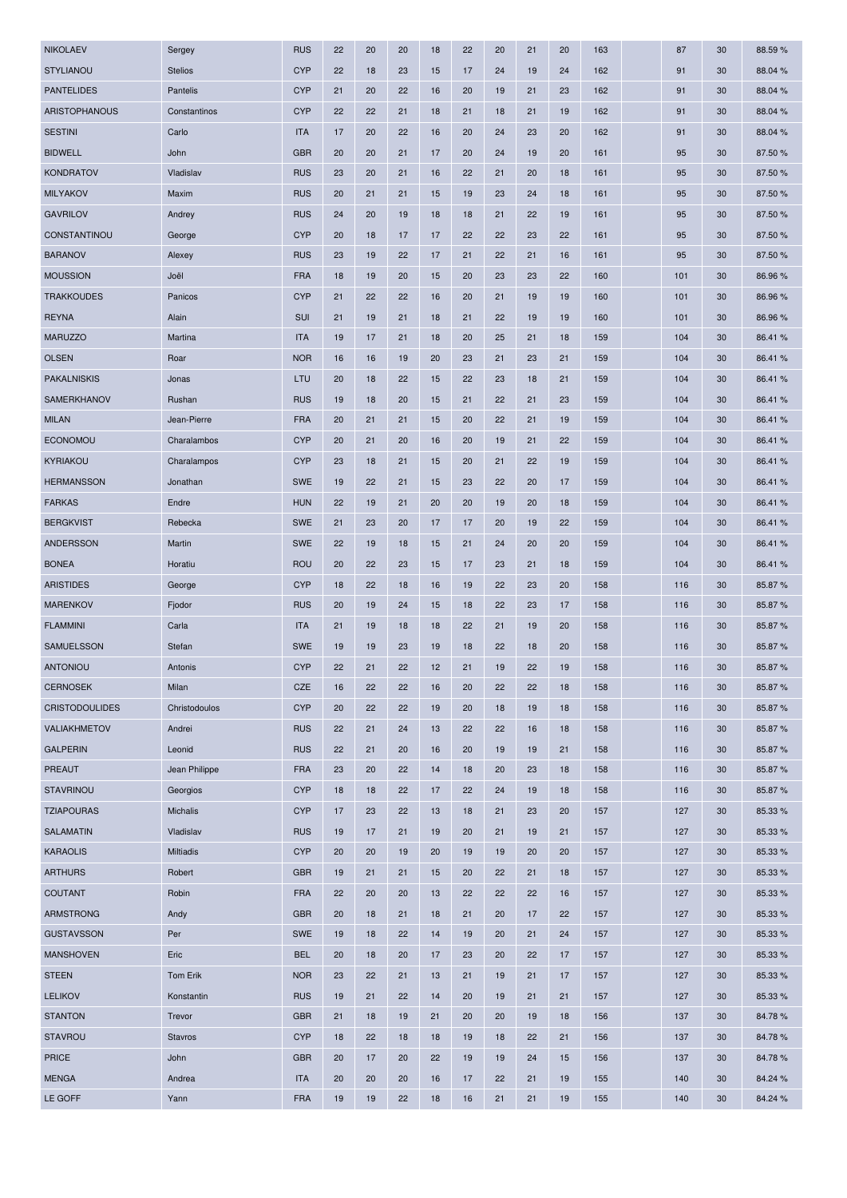| | | | | | | | | | | | | | | | |
|---|---|---|---|---|---|---|---|---|---|---|---|---|---|---|---|
| NIKOLAEV | Sergey | RUS | 22 | 20 | 20 | 18 | 22 | 20 | 21 | 20 | 163 | | 87 | 30 | 88.59 % |
| STYLIANOU | Stelios | CYP | 22 | 18 | 23 | 15 | 17 | 24 | 19 | 24 | 162 | | 91 | 30 | 88.04 % |
| PANTELIDES | Pantelis | CYP | 21 | 20 | 22 | 16 | 20 | 19 | 21 | 23 | 162 | | 91 | 30 | 88.04 % |
| ARISTOPHANOUS | Constantinos | CYP | 22 | 22 | 21 | 18 | 21 | 18 | 21 | 19 | 162 | | 91 | 30 | 88.04 % |
| SESTINI | Carlo | ITA | 17 | 20 | 22 | 16 | 20 | 24 | 23 | 20 | 162 | | 91 | 30 | 88.04 % |
| BIDWELL | John | GBR | 20 | 20 | 21 | 17 | 20 | 24 | 19 | 20 | 161 | | 95 | 30 | 87.50 % |
| KONDRATOV | Vladislav | RUS | 23 | 20 | 21 | 16 | 22 | 21 | 20 | 18 | 161 | | 95 | 30 | 87.50 % |
| MILYAKOV | Maxim | RUS | 20 | 21 | 21 | 15 | 19 | 23 | 24 | 18 | 161 | | 95 | 30 | 87.50 % |
| GAVRILOV | Andrey | RUS | 24 | 20 | 19 | 18 | 18 | 21 | 22 | 19 | 161 | | 95 | 30 | 87.50 % |
| CONSTANTINOU | George | CYP | 20 | 18 | 17 | 17 | 22 | 22 | 23 | 22 | 161 | | 95 | 30 | 87.50 % |
| BARANOV | Alexey | RUS | 23 | 19 | 22 | 17 | 21 | 22 | 21 | 16 | 161 | | 95 | 30 | 87.50 % |
| MOUSSION | Joël | FRA | 18 | 19 | 20 | 15 | 20 | 23 | 23 | 22 | 160 | | 101 | 30 | 86.96 % |
| TRAKKOUDES | Panicos | CYP | 21 | 22 | 22 | 16 | 20 | 21 | 19 | 19 | 160 | | 101 | 30 | 86.96 % |
| REYNA | Alain | SUI | 21 | 19 | 21 | 18 | 21 | 22 | 19 | 19 | 160 | | 101 | 30 | 86.96 % |
| MARUZZO | Martina | ITA | 19 | 17 | 21 | 18 | 20 | 25 | 21 | 18 | 159 | | 104 | 30 | 86.41 % |
| OLSEN | Roar | NOR | 16 | 16 | 19 | 20 | 23 | 21 | 23 | 21 | 159 | | 104 | 30 | 86.41 % |
| PAKALNISKIS | Jonas | LTU | 20 | 18 | 22 | 15 | 22 | 23 | 18 | 21 | 159 | | 104 | 30 | 86.41 % |
| SAMERKHANOV | Rushan | RUS | 19 | 18 | 20 | 15 | 21 | 22 | 21 | 23 | 159 | | 104 | 30 | 86.41 % |
| MILAN | Jean-Pierre | FRA | 20 | 21 | 21 | 15 | 20 | 22 | 21 | 19 | 159 | | 104 | 30 | 86.41 % |
| ECONOMOU | Charalambos | CYP | 20 | 21 | 20 | 16 | 20 | 19 | 21 | 22 | 159 | | 104 | 30 | 86.41 % |
| KYRIAKOU | Charalampos | CYP | 23 | 18 | 21 | 15 | 20 | 21 | 22 | 19 | 159 | | 104 | 30 | 86.41 % |
| HERMANSSON | Jonathan | SWE | 19 | 22 | 21 | 15 | 23 | 22 | 20 | 17 | 159 | | 104 | 30 | 86.41 % |
| FARKAS | Endre | HUN | 22 | 19 | 21 | 20 | 20 | 19 | 20 | 18 | 159 | | 104 | 30 | 86.41 % |
| BERGKVIST | Rebecka | SWE | 21 | 23 | 20 | 17 | 17 | 20 | 19 | 22 | 159 | | 104 | 30 | 86.41 % |
| ANDERSSON | Martin | SWE | 22 | 19 | 18 | 15 | 21 | 24 | 20 | 20 | 159 | | 104 | 30 | 86.41 % |
| BONEA | Horatiu | ROU | 20 | 22 | 23 | 15 | 17 | 23 | 21 | 18 | 159 | | 104 | 30 | 86.41 % |
| ARISTIDES | George | CYP | 18 | 22 | 18 | 16 | 19 | 22 | 23 | 20 | 158 | | 116 | 30 | 85.87 % |
| MARENKOV | Fjodor | RUS | 20 | 19 | 24 | 15 | 18 | 22 | 23 | 17 | 158 | | 116 | 30 | 85.87 % |
| FLAMMINI | Carla | ITA | 21 | 19 | 18 | 18 | 22 | 21 | 19 | 20 | 158 | | 116 | 30 | 85.87 % |
| SAMUELSSON | Stefan | SWE | 19 | 19 | 23 | 19 | 18 | 22 | 18 | 20 | 158 | | 116 | 30 | 85.87 % |
| ANTONIOU | Antonis | CYP | 22 | 21 | 22 | 12 | 21 | 19 | 22 | 19 | 158 | | 116 | 30 | 85.87 % |
| CERNOSEK | Milan | CZE | 16 | 22 | 22 | 16 | 20 | 22 | 22 | 18 | 158 | | 116 | 30 | 85.87 % |
| CRISTODOULIDES | Christodoulos | CYP | 20 | 22 | 22 | 19 | 20 | 18 | 19 | 18 | 158 | | 116 | 30 | 85.87 % |
| VALIAKHMETOV | Andrei | RUS | 22 | 21 | 24 | 13 | 22 | 22 | 16 | 18 | 158 | | 116 | 30 | 85.87 % |
| GALPERIN | Leonid | RUS | 22 | 21 | 20 | 16 | 20 | 19 | 19 | 21 | 158 | | 116 | 30 | 85.87 % |
| PREAUT | Jean Philippe | FRA | 23 | 20 | 22 | 14 | 18 | 20 | 23 | 18 | 158 | | 116 | 30 | 85.87 % |
| STAVRINOU | Georgios | CYP | 18 | 18 | 22 | 17 | 22 | 24 | 19 | 18 | 158 | | 116 | 30 | 85.87 % |
| TZIAPOURAS | Michalis | CYP | 17 | 23 | 22 | 13 | 18 | 21 | 23 | 20 | 157 | | 127 | 30 | 85.33 % |
| SALAMATIN | Vladislav | RUS | 19 | 17 | 21 | 19 | 20 | 21 | 19 | 21 | 157 | | 127 | 30 | 85.33 % |
| KARAOLIS | Miltiadis | CYP | 20 | 20 | 19 | 20 | 19 | 19 | 20 | 20 | 157 | | 127 | 30 | 85.33 % |
| ARTHURS | Robert | GBR | 19 | 21 | 21 | 15 | 20 | 22 | 21 | 18 | 157 | | 127 | 30 | 85.33 % |
| COUTANT | Robin | FRA | 22 | 20 | 20 | 13 | 22 | 22 | 22 | 16 | 157 | | 127 | 30 | 85.33 % |
| ARMSTRONG | Andy | GBR | 20 | 18 | 21 | 18 | 21 | 20 | 17 | 22 | 157 | | 127 | 30 | 85.33 % |
| GUSTAVSSON | Per | SWE | 19 | 18 | 22 | 14 | 19 | 20 | 21 | 24 | 157 | | 127 | 30 | 85.33 % |
| MANSHOVEN | Eric | BEL | 20 | 18 | 20 | 17 | 23 | 20 | 22 | 17 | 157 | | 127 | 30 | 85.33 % |
| STEEN | Tom Erik | NOR | 23 | 22 | 21 | 13 | 21 | 19 | 21 | 17 | 157 | | 127 | 30 | 85.33 % |
| LELIKOV | Konstantin | RUS | 19 | 21 | 22 | 14 | 20 | 19 | 21 | 21 | 157 | | 127 | 30 | 85.33 % |
| STANTON | Trevor | GBR | 21 | 18 | 19 | 21 | 20 | 20 | 19 | 18 | 156 | | 137 | 30 | 84.78 % |
| STAVROU | Stavros | CYP | 18 | 22 | 18 | 18 | 19 | 18 | 22 | 21 | 156 | | 137 | 30 | 84.78 % |
| PRICE | John | GBR | 20 | 17 | 20 | 22 | 19 | 19 | 24 | 15 | 156 | | 137 | 30 | 84.78 % |
| MENGA | Andrea | ITA | 20 | 20 | 20 | 16 | 17 | 22 | 21 | 19 | 155 | | 140 | 30 | 84.24 % |
| LE GOFF | Yann | FRA | 19 | 19 | 22 | 18 | 16 | 21 | 21 | 19 | 155 | | 140 | 30 | 84.24 % |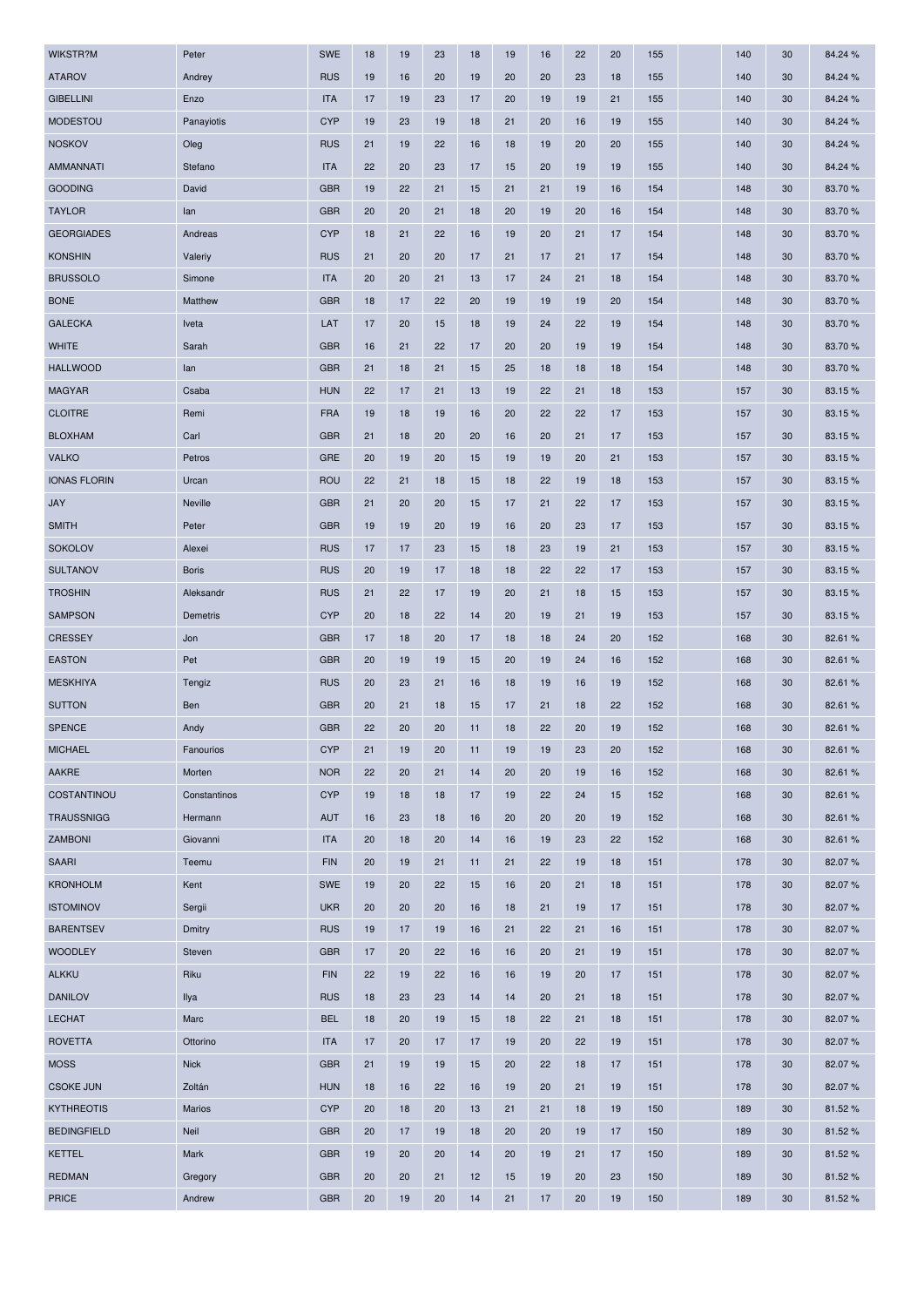| | | | | | | | | | | | | | | | |
|---|---|---|---|---|---|---|---|---|---|---|---|---|---|---|---|
| WIKSTR?M | Peter | SWE | 18 | 19 | 23 | 18 | 19 | 16 | 22 | 20 | 155 | | 140 | 30 | 84.24 % |
| ATAROV | Andrey | RUS | 19 | 16 | 20 | 19 | 20 | 20 | 23 | 18 | 155 | | 140 | 30 | 84.24 % |
| GIBELLINI | Enzo | ITA | 17 | 19 | 23 | 17 | 20 | 19 | 19 | 21 | 155 | | 140 | 30 | 84.24 % |
| MODESTOU | Panayiotis | CYP | 19 | 23 | 19 | 18 | 21 | 20 | 16 | 19 | 155 | | 140 | 30 | 84.24 % |
| NOSKOV | Oleg | RUS | 21 | 19 | 22 | 16 | 18 | 19 | 20 | 20 | 155 | | 140 | 30 | 84.24 % |
| AMMANNATI | Stefano | ITA | 22 | 20 | 23 | 17 | 15 | 20 | 19 | 19 | 155 | | 140 | 30 | 84.24 % |
| GOODING | David | GBR | 19 | 22 | 21 | 15 | 21 | 21 | 19 | 16 | 154 | | 148 | 30 | 83.70 % |
| TAYLOR | Ian | GBR | 20 | 20 | 21 | 18 | 20 | 19 | 20 | 16 | 154 | | 148 | 30 | 83.70 % |
| GEORGIADES | Andreas | CYP | 18 | 21 | 22 | 16 | 19 | 20 | 21 | 17 | 154 | | 148 | 30 | 83.70 % |
| KONSHIN | Valeriy | RUS | 21 | 20 | 20 | 17 | 21 | 17 | 21 | 17 | 154 | | 148 | 30 | 83.70 % |
| BRUSSOLO | Simone | ITA | 20 | 20 | 21 | 13 | 17 | 24 | 21 | 18 | 154 | | 148 | 30 | 83.70 % |
| BONE | Matthew | GBR | 18 | 17 | 22 | 20 | 19 | 19 | 19 | 20 | 154 | | 148 | 30 | 83.70 % |
| GALECKA | Iveta | LAT | 17 | 20 | 15 | 18 | 19 | 24 | 22 | 19 | 154 | | 148 | 30 | 83.70 % |
| WHITE | Sarah | GBR | 16 | 21 | 22 | 17 | 20 | 20 | 19 | 19 | 154 | | 148 | 30 | 83.70 % |
| HALLWOOD | Ian | GBR | 21 | 18 | 21 | 15 | 25 | 18 | 18 | 18 | 154 | | 148 | 30 | 83.70 % |
| MAGYAR | Csaba | HUN | 22 | 17 | 21 | 13 | 19 | 22 | 21 | 18 | 153 | | 157 | 30 | 83.15 % |
| CLOITRE | Remi | FRA | 19 | 18 | 19 | 16 | 20 | 22 | 22 | 17 | 153 | | 157 | 30 | 83.15 % |
| BLOXHAM | Carl | GBR | 21 | 18 | 20 | 20 | 16 | 20 | 21 | 17 | 153 | | 157 | 30 | 83.15 % |
| VALKO | Petros | GRE | 20 | 19 | 20 | 15 | 19 | 19 | 20 | 21 | 153 | | 157 | 30 | 83.15 % |
| IONAS FLORIN | Urcan | ROU | 22 | 21 | 18 | 15 | 18 | 22 | 19 | 18 | 153 | | 157 | 30 | 83.15 % |
| JAY | Neville | GBR | 21 | 20 | 20 | 15 | 17 | 21 | 22 | 17 | 153 | | 157 | 30 | 83.15 % |
| SMITH | Peter | GBR | 19 | 19 | 20 | 19 | 16 | 20 | 23 | 17 | 153 | | 157 | 30 | 83.15 % |
| SOKOLOV | Alexei | RUS | 17 | 17 | 23 | 15 | 18 | 23 | 19 | 21 | 153 | | 157 | 30 | 83.15 % |
| SULTANOV | Boris | RUS | 20 | 19 | 17 | 18 | 18 | 22 | 22 | 17 | 153 | | 157 | 30 | 83.15 % |
| TROSHIN | Aleksandr | RUS | 21 | 22 | 17 | 19 | 20 | 21 | 18 | 15 | 153 | | 157 | 30 | 83.15 % |
| SAMPSON | Demetris | CYP | 20 | 18 | 22 | 14 | 20 | 19 | 21 | 19 | 153 | | 157 | 30 | 83.15 % |
| CRESSEY | Jon | GBR | 17 | 18 | 20 | 17 | 18 | 18 | 24 | 20 | 152 | | 168 | 30 | 82.61 % |
| EASTON | Pet | GBR | 20 | 19 | 19 | 15 | 20 | 19 | 24 | 16 | 152 | | 168 | 30 | 82.61 % |
| MESKHIYA | Tengiz | RUS | 20 | 23 | 21 | 16 | 18 | 19 | 16 | 19 | 152 | | 168 | 30 | 82.61 % |
| SUTTON | Ben | GBR | 20 | 21 | 18 | 15 | 17 | 21 | 18 | 22 | 152 | | 168 | 30 | 82.61 % |
| SPENCE | Andy | GBR | 22 | 20 | 20 | 11 | 18 | 22 | 20 | 19 | 152 | | 168 | 30 | 82.61 % |
| MICHAEL | Fanourios | CYP | 21 | 19 | 20 | 11 | 19 | 19 | 23 | 20 | 152 | | 168 | 30 | 82.61 % |
| AAKRE | Morten | NOR | 22 | 20 | 21 | 14 | 20 | 20 | 19 | 16 | 152 | | 168 | 30 | 82.61 % |
| COSTANTINOU | Constantinos | CYP | 19 | 18 | 18 | 17 | 19 | 22 | 24 | 15 | 152 | | 168 | 30 | 82.61 % |
| TRAUSSNIGG | Hermann | AUT | 16 | 23 | 18 | 16 | 20 | 20 | 20 | 19 | 152 | | 168 | 30 | 82.61 % |
| ZAMBONI | Giovanni | ITA | 20 | 18 | 20 | 14 | 16 | 19 | 23 | 22 | 152 | | 168 | 30 | 82.61 % |
| SAARI | Teemu | FIN | 20 | 19 | 21 | 11 | 21 | 22 | 19 | 18 | 151 | | 178 | 30 | 82.07 % |
| KRONHOLM | Kent | SWE | 19 | 20 | 22 | 15 | 16 | 20 | 21 | 18 | 151 | | 178 | 30 | 82.07 % |
| ISTOMINOV | Sergii | UKR | 20 | 20 | 20 | 16 | 18 | 21 | 19 | 17 | 151 | | 178 | 30 | 82.07 % |
| BARENTSEV | Dmitry | RUS | 19 | 17 | 19 | 16 | 21 | 22 | 21 | 16 | 151 | | 178 | 30 | 82.07 % |
| WOODLEY | Steven | GBR | 17 | 20 | 22 | 16 | 16 | 20 | 21 | 19 | 151 | | 178 | 30 | 82.07 % |
| ALKKU | Riku | FIN | 22 | 19 | 22 | 16 | 16 | 19 | 20 | 17 | 151 | | 178 | 30 | 82.07 % |
| DANILOV | Ilya | RUS | 18 | 23 | 23 | 14 | 14 | 20 | 21 | 18 | 151 | | 178 | 30 | 82.07 % |
| LECHAT | Marc | BEL | 18 | 20 | 19 | 15 | 18 | 22 | 21 | 18 | 151 | | 178 | 30 | 82.07 % |
| ROVETTA | Ottorino | ITA | 17 | 20 | 17 | 17 | 19 | 20 | 22 | 19 | 151 | | 178 | 30 | 82.07 % |
| MOSS | Nick | GBR | 21 | 19 | 19 | 15 | 20 | 22 | 18 | 17 | 151 | | 178 | 30 | 82.07 % |
| CSOKE JUN | Zoltán | HUN | 18 | 16 | 22 | 16 | 19 | 20 | 21 | 19 | 151 | | 178 | 30 | 82.07 % |
| KYTHREOTIS | Marios | CYP | 20 | 18 | 20 | 13 | 21 | 21 | 18 | 19 | 150 | | 189 | 30 | 81.52 % |
| BEDINGFIELD | Neil | GBR | 20 | 17 | 19 | 18 | 20 | 20 | 19 | 17 | 150 | | 189 | 30 | 81.52 % |
| KETTEL | Mark | GBR | 19 | 20 | 20 | 14 | 20 | 19 | 21 | 17 | 150 | | 189 | 30 | 81.52 % |
| REDMAN | Gregory | GBR | 20 | 20 | 21 | 12 | 15 | 19 | 20 | 23 | 150 | | 189 | 30 | 81.52 % |
| PRICE | Andrew | GBR | 20 | 19 | 20 | 14 | 21 | 17 | 20 | 19 | 150 | | 189 | 30 | 81.52 % |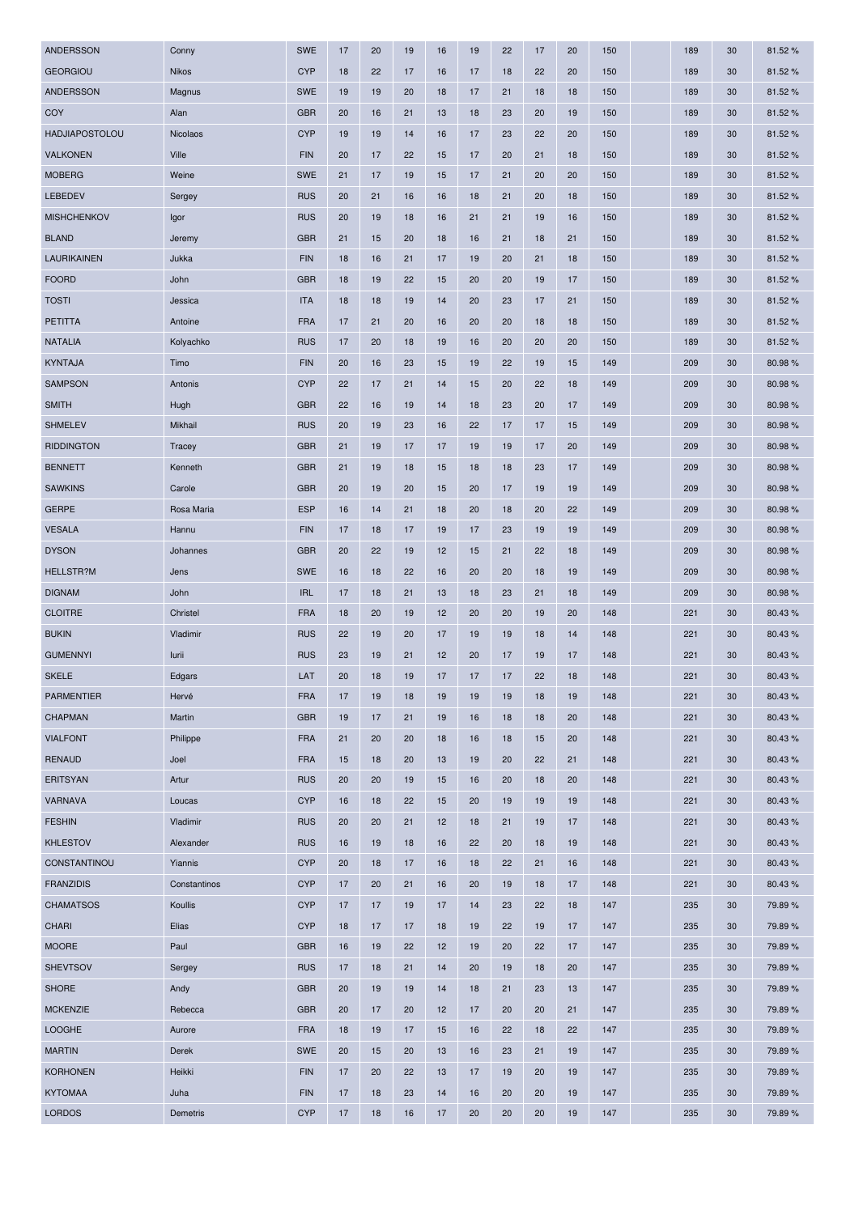| | | | | | | | | | | | | | | | |
|---|---|---|---|---|---|---|---|---|---|---|---|---|---|---|---|
| ANDERSSON | Conny | SWE | 17 | 20 | 19 | 16 | 19 | 22 | 17 | 20 | 150 | | 189 | 30 | 81.52 % |
| GEORGIOU | Nikos | CYP | 18 | 22 | 17 | 16 | 17 | 18 | 22 | 20 | 150 | | 189 | 30 | 81.52 % |
| ANDERSSON | Magnus | SWE | 19 | 19 | 20 | 18 | 17 | 21 | 18 | 18 | 150 | | 189 | 30 | 81.52 % |
| COY | Alan | GBR | 20 | 16 | 21 | 13 | 18 | 23 | 20 | 19 | 150 | | 189 | 30 | 81.52 % |
| HADJIAPOSTOLOU | Nicolaos | CYP | 19 | 19 | 14 | 16 | 17 | 23 | 22 | 20 | 150 | | 189 | 30 | 81.52 % |
| VALKONEN | Ville | FIN | 20 | 17 | 22 | 15 | 17 | 20 | 21 | 18 | 150 | | 189 | 30 | 81.52 % |
| MOBERG | Weine | SWE | 21 | 17 | 19 | 15 | 17 | 21 | 20 | 20 | 150 | | 189 | 30 | 81.52 % |
| LEBEDEV | Sergey | RUS | 20 | 21 | 16 | 16 | 18 | 21 | 20 | 18 | 150 | | 189 | 30 | 81.52 % |
| MISHCHENKOV | Igor | RUS | 20 | 19 | 18 | 16 | 21 | 21 | 19 | 16 | 150 | | 189 | 30 | 81.52 % |
| BLAND | Jeremy | GBR | 21 | 15 | 20 | 18 | 16 | 21 | 18 | 21 | 150 | | 189 | 30 | 81.52 % |
| LAURIKAINEN | Jukka | FIN | 18 | 16 | 21 | 17 | 19 | 20 | 21 | 18 | 150 | | 189 | 30 | 81.52 % |
| FOORD | John | GBR | 18 | 19 | 22 | 15 | 20 | 20 | 19 | 17 | 150 | | 189 | 30 | 81.52 % |
| TOSTI | Jessica | ITA | 18 | 18 | 19 | 14 | 20 | 23 | 17 | 21 | 150 | | 189 | 30 | 81.52 % |
| PETITTA | Antoine | FRA | 17 | 21 | 20 | 16 | 20 | 20 | 18 | 18 | 150 | | 189 | 30 | 81.52 % |
| NATALIA | Kolyachko | RUS | 17 | 20 | 18 | 19 | 16 | 20 | 20 | 20 | 150 | | 189 | 30 | 81.52 % |
| KYNTAJA | Timo | FIN | 20 | 16 | 23 | 15 | 19 | 22 | 19 | 15 | 149 | | 209 | 30 | 80.98 % |
| SAMPSON | Antonis | CYP | 22 | 17 | 21 | 14 | 15 | 20 | 22 | 18 | 149 | | 209 | 30 | 80.98 % |
| SMITH | Hugh | GBR | 22 | 16 | 19 | 14 | 18 | 23 | 20 | 17 | 149 | | 209 | 30 | 80.98 % |
| SHMELEV | Mikhail | RUS | 20 | 19 | 23 | 16 | 22 | 17 | 17 | 15 | 149 | | 209 | 30 | 80.98 % |
| RIDDINGTON | Tracey | GBR | 21 | 19 | 17 | 17 | 19 | 19 | 17 | 20 | 149 | | 209 | 30 | 80.98 % |
| BENNETT | Kenneth | GBR | 21 | 19 | 18 | 15 | 18 | 18 | 23 | 17 | 149 | | 209 | 30 | 80.98 % |
| SAWKINS | Carole | GBR | 20 | 19 | 20 | 15 | 20 | 17 | 19 | 19 | 149 | | 209 | 30 | 80.98 % |
| GERPE | Rosa Maria | ESP | 16 | 14 | 21 | 18 | 20 | 18 | 20 | 22 | 149 | | 209 | 30 | 80.98 % |
| VESALA | Hannu | FIN | 17 | 18 | 17 | 19 | 17 | 23 | 19 | 19 | 149 | | 209 | 30 | 80.98 % |
| DYSON | Johannes | GBR | 20 | 22 | 19 | 12 | 15 | 21 | 22 | 18 | 149 | | 209 | 30 | 80.98 % |
| HELLSTR?M | Jens | SWE | 16 | 18 | 22 | 16 | 20 | 20 | 18 | 19 | 149 | | 209 | 30 | 80.98 % |
| DIGNAM | John | IRL | 17 | 18 | 21 | 13 | 18 | 23 | 21 | 18 | 149 | | 209 | 30 | 80.98 % |
| CLOITRE | Christel | FRA | 18 | 20 | 19 | 12 | 20 | 20 | 19 | 20 | 148 | | 221 | 30 | 80.43 % |
| BUKIN | Vladimir | RUS | 22 | 19 | 20 | 17 | 19 | 19 | 18 | 14 | 148 | | 221 | 30 | 80.43 % |
| GUMENNYI | Iurii | RUS | 23 | 19 | 21 | 12 | 20 | 17 | 19 | 17 | 148 | | 221 | 30 | 80.43 % |
| SKELE | Edgars | LAT | 20 | 18 | 19 | 17 | 17 | 17 | 22 | 18 | 148 | | 221 | 30 | 80.43 % |
| PARMENTIER | Hervé | FRA | 17 | 19 | 18 | 19 | 19 | 19 | 18 | 19 | 148 | | 221 | 30 | 80.43 % |
| CHAPMAN | Martin | GBR | 19 | 17 | 21 | 19 | 16 | 18 | 18 | 20 | 148 | | 221 | 30 | 80.43 % |
| VIALFONT | Philippe | FRA | 21 | 20 | 20 | 18 | 16 | 18 | 15 | 20 | 148 | | 221 | 30 | 80.43 % |
| RENAUD | Joel | FRA | 15 | 18 | 20 | 13 | 19 | 20 | 22 | 21 | 148 | | 221 | 30 | 80.43 % |
| ERITSYAN | Artur | RUS | 20 | 20 | 19 | 15 | 16 | 20 | 18 | 20 | 148 | | 221 | 30 | 80.43 % |
| VARNAVA | Loucas | CYP | 16 | 18 | 22 | 15 | 20 | 19 | 19 | 19 | 148 | | 221 | 30 | 80.43 % |
| FESHIN | Vladimir | RUS | 20 | 20 | 21 | 12 | 18 | 21 | 19 | 17 | 148 | | 221 | 30 | 80.43 % |
| KHLESTOV | Alexander | RUS | 16 | 19 | 18 | 16 | 22 | 20 | 18 | 19 | 148 | | 221 | 30 | 80.43 % |
| CONSTANTINOU | Yiannis | CYP | 20 | 18 | 17 | 16 | 18 | 22 | 21 | 16 | 148 | | 221 | 30 | 80.43 % |
| FRANZIDIS | Constantinos | CYP | 17 | 20 | 21 | 16 | 20 | 19 | 18 | 17 | 148 | | 221 | 30 | 80.43 % |
| CHAMATSOS | Koullis | CYP | 17 | 17 | 19 | 17 | 14 | 23 | 22 | 18 | 147 | | 235 | 30 | 79.89 % |
| CHARI | Elias | CYP | 18 | 17 | 17 | 18 | 19 | 22 | 19 | 17 | 147 | | 235 | 30 | 79.89 % |
| MOORE | Paul | GBR | 16 | 19 | 22 | 12 | 19 | 20 | 22 | 17 | 147 | | 235 | 30 | 79.89 % |
| SHEVTSOV | Sergey | RUS | 17 | 18 | 21 | 14 | 20 | 19 | 18 | 20 | 147 | | 235 | 30 | 79.89 % |
| SHORE | Andy | GBR | 20 | 19 | 19 | 14 | 18 | 21 | 23 | 13 | 147 | | 235 | 30 | 79.89 % |
| MCKENZIE | Rebecca | GBR | 20 | 17 | 20 | 12 | 17 | 20 | 20 | 21 | 147 | | 235 | 30 | 79.89 % |
| LOOGHE | Aurore | FRA | 18 | 19 | 17 | 15 | 16 | 22 | 18 | 22 | 147 | | 235 | 30 | 79.89 % |
| MARTIN | Derek | SWE | 20 | 15 | 20 | 13 | 16 | 23 | 21 | 19 | 147 | | 235 | 30 | 79.89 % |
| KORHONEN | Heikki | FIN | 17 | 20 | 22 | 13 | 17 | 19 | 20 | 19 | 147 | | 235 | 30 | 79.89 % |
| KYTOMAA | Juha | FIN | 17 | 18 | 23 | 14 | 16 | 20 | 20 | 19 | 147 | | 235 | 30 | 79.89 % |
| LORDOS | Demetris | CYP | 17 | 18 | 16 | 17 | 20 | 20 | 20 | 19 | 147 | | 235 | 30 | 79.89 % |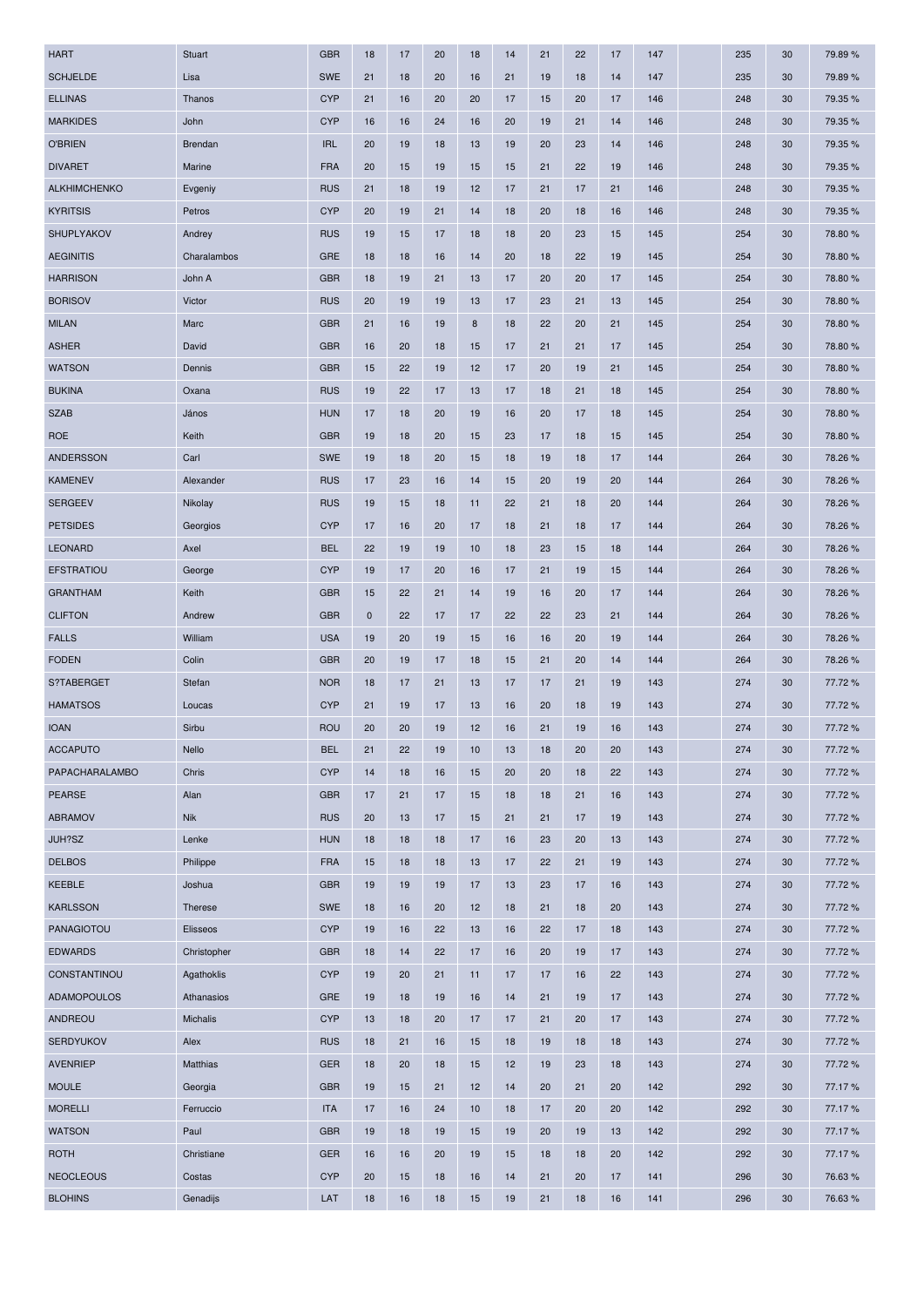| HART | Stuart | GBR | 18 | 17 | 20 | 18 | 14 | 21 | 22 | 17 | 147 | | 235 | 30 | 79.89 % |
|---|---|---|---|---|---|---|---|---|---|---|---|---|---|---|---|
| SCHJELDE | Lisa | SWE | 21 | 18 | 20 | 16 | 21 | 19 | 18 | 14 | 147 | | 235 | 30 | 79.89 % |
| ELLINAS | Thanos | CYP | 21 | 16 | 20 | 20 | 17 | 15 | 20 | 17 | 146 | | 248 | 30 | 79.35 % |
| MARKIDES | John | CYP | 16 | 16 | 24 | 16 | 20 | 19 | 21 | 14 | 146 | | 248 | 30 | 79.35 % |
| O'BRIEN | Brendan | IRL | 20 | 19 | 18 | 13 | 19 | 20 | 23 | 14 | 146 | | 248 | 30 | 79.35 % |
| DIVARET | Marine | FRA | 20 | 15 | 19 | 15 | 15 | 21 | 22 | 19 | 146 | | 248 | 30 | 79.35 % |
| ALKHIMCHENKO | Evgeniy | RUS | 21 | 18 | 19 | 12 | 17 | 21 | 17 | 21 | 146 | | 248 | 30 | 79.35 % |
| KYRITSIS | Petros | CYP | 20 | 19 | 21 | 14 | 18 | 20 | 18 | 16 | 146 | | 248 | 30 | 79.35 % |
| SHUPLYAKOV | Andrey | RUS | 19 | 15 | 17 | 18 | 18 | 20 | 23 | 15 | 145 | | 254 | 30 | 78.80 % |
| AEGINITIS | Charalambos | GRE | 18 | 18 | 16 | 14 | 20 | 18 | 22 | 19 | 145 | | 254 | 30 | 78.80 % |
| HARRISON | John A | GBR | 18 | 19 | 21 | 13 | 17 | 20 | 20 | 17 | 145 | | 254 | 30 | 78.80 % |
| BORISOV | Victor | RUS | 20 | 19 | 19 | 13 | 17 | 23 | 21 | 13 | 145 | | 254 | 30 | 78.80 % |
| MILAN | Marc | GBR | 21 | 16 | 19 | 8 | 18 | 22 | 20 | 21 | 145 | | 254 | 30 | 78.80 % |
| ASHER | David | GBR | 16 | 20 | 18 | 15 | 17 | 21 | 21 | 17 | 145 | | 254 | 30 | 78.80 % |
| WATSON | Dennis | GBR | 15 | 22 | 19 | 12 | 17 | 20 | 19 | 21 | 145 | | 254 | 30 | 78.80 % |
| BUKINA | Oxana | RUS | 19 | 22 | 17 | 13 | 17 | 18 | 21 | 18 | 145 | | 254 | 30 | 78.80 % |
| SZAB | János | HUN | 17 | 18 | 20 | 19 | 16 | 20 | 17 | 18 | 145 | | 254 | 30 | 78.80 % |
| ROE | Keith | GBR | 19 | 18 | 20 | 15 | 23 | 17 | 18 | 15 | 145 | | 254 | 30 | 78.80 % |
| ANDERSSON | Carl | SWE | 19 | 18 | 20 | 15 | 18 | 19 | 18 | 17 | 144 | | 264 | 30 | 78.26 % |
| KAMENEV | Alexander | RUS | 17 | 23 | 16 | 14 | 15 | 20 | 19 | 20 | 144 | | 264 | 30 | 78.26 % |
| SERGEEV | Nikolay | RUS | 19 | 15 | 18 | 11 | 22 | 21 | 18 | 20 | 144 | | 264 | 30 | 78.26 % |
| PETSIDES | Georgios | CYP | 17 | 16 | 20 | 17 | 18 | 21 | 18 | 17 | 144 | | 264 | 30 | 78.26 % |
| LEONARD | Axel | BEL | 22 | 19 | 19 | 10 | 18 | 23 | 15 | 18 | 144 | | 264 | 30 | 78.26 % |
| EFSTRATIOU | George | CYP | 19 | 17 | 20 | 16 | 17 | 21 | 19 | 15 | 144 | | 264 | 30 | 78.26 % |
| GRANTHAM | Keith | GBR | 15 | 22 | 21 | 14 | 19 | 16 | 20 | 17 | 144 | | 264 | 30 | 78.26 % |
| CLIFTON | Andrew | GBR | 0 | 22 | 17 | 17 | 22 | 22 | 23 | 21 | 144 | | 264 | 30 | 78.26 % |
| FALLS | William | USA | 19 | 20 | 19 | 15 | 16 | 16 | 20 | 19 | 144 | | 264 | 30 | 78.26 % |
| FODEN | Colin | GBR | 20 | 19 | 17 | 18 | 15 | 21 | 20 | 14 | 144 | | 264 | 30 | 78.26 % |
| S?TABERGET | Stefan | NOR | 18 | 17 | 21 | 13 | 17 | 17 | 21 | 19 | 143 | | 274 | 30 | 77.72 % |
| HAMATSOS | Loucas | CYP | 21 | 19 | 17 | 13 | 16 | 20 | 18 | 19 | 143 | | 274 | 30 | 77.72 % |
| IOAN | Sirbu | ROU | 20 | 20 | 19 | 12 | 16 | 21 | 19 | 16 | 143 | | 274 | 30 | 77.72 % |
| ACCAPUTO | Nello | BEL | 21 | 22 | 19 | 10 | 13 | 18 | 20 | 20 | 143 | | 274 | 30 | 77.72 % |
| PAPACHARALAMBO | Chris | CYP | 14 | 18 | 16 | 15 | 20 | 20 | 18 | 22 | 143 | | 274 | 30 | 77.72 % |
| PEARSE | Alan | GBR | 17 | 21 | 17 | 15 | 18 | 18 | 21 | 16 | 143 | | 274 | 30 | 77.72 % |
| ABRAMOV | Nik | RUS | 20 | 13 | 17 | 15 | 21 | 21 | 17 | 19 | 143 | | 274 | 30 | 77.72 % |
| JUH?SZ | Lenke | HUN | 18 | 18 | 18 | 17 | 16 | 23 | 20 | 13 | 143 | | 274 | 30 | 77.72 % |
| DELBOS | Philippe | FRA | 15 | 18 | 18 | 13 | 17 | 22 | 21 | 19 | 143 | | 274 | 30 | 77.72 % |
| KEEBLE | Joshua | GBR | 19 | 19 | 19 | 17 | 13 | 23 | 17 | 16 | 143 | | 274 | 30 | 77.72 % |
| KARLSSON | Therese | SWE | 18 | 16 | 20 | 12 | 18 | 21 | 18 | 20 | 143 | | 274 | 30 | 77.72 % |
| PANAGIOTOU | Elisseos | CYP | 19 | 16 | 22 | 13 | 16 | 22 | 17 | 18 | 143 | | 274 | 30 | 77.72 % |
| EDWARDS | Christopher | GBR | 18 | 14 | 22 | 17 | 16 | 20 | 19 | 17 | 143 | | 274 | 30 | 77.72 % |
| CONSTANTINOU | Agathoklis | CYP | 19 | 20 | 21 | 11 | 17 | 17 | 16 | 22 | 143 | | 274 | 30 | 77.72 % |
| ADAMOPOULOS | Athanasios | GRE | 19 | 18 | 19 | 16 | 14 | 21 | 19 | 17 | 143 | | 274 | 30 | 77.72 % |
| ANDREOU | Michalis | CYP | 13 | 18 | 20 | 17 | 17 | 21 | 20 | 17 | 143 | | 274 | 30 | 77.72 % |
| SERDYUKOV | Alex | RUS | 18 | 21 | 16 | 15 | 18 | 19 | 18 | 18 | 143 | | 274 | 30 | 77.72 % |
| AVENRIEP | Matthias | GER | 18 | 20 | 18 | 15 | 12 | 19 | 23 | 18 | 143 | | 274 | 30 | 77.72 % |
| MOULE | Georgia | GBR | 19 | 15 | 21 | 12 | 14 | 20 | 21 | 20 | 142 | | 292 | 30 | 77.17 % |
| MORELLI | Ferruccio | ITA | 17 | 16 | 24 | 10 | 18 | 17 | 20 | 20 | 142 | | 292 | 30 | 77.17 % |
| WATSON | Paul | GBR | 19 | 18 | 19 | 15 | 19 | 20 | 19 | 13 | 142 | | 292 | 30 | 77.17 % |
| ROTH | Christiane | GER | 16 | 16 | 20 | 19 | 15 | 18 | 18 | 20 | 142 | | 292 | 30 | 77.17 % |
| NEOCLEOUS | Costas | CYP | 20 | 15 | 18 | 16 | 14 | 21 | 20 | 17 | 141 | | 296 | 30 | 76.63 % |
| BLOHINS | Genadijs | LAT | 18 | 16 | 18 | 15 | 19 | 21 | 18 | 16 | 141 | | 296 | 30 | 76.63 % |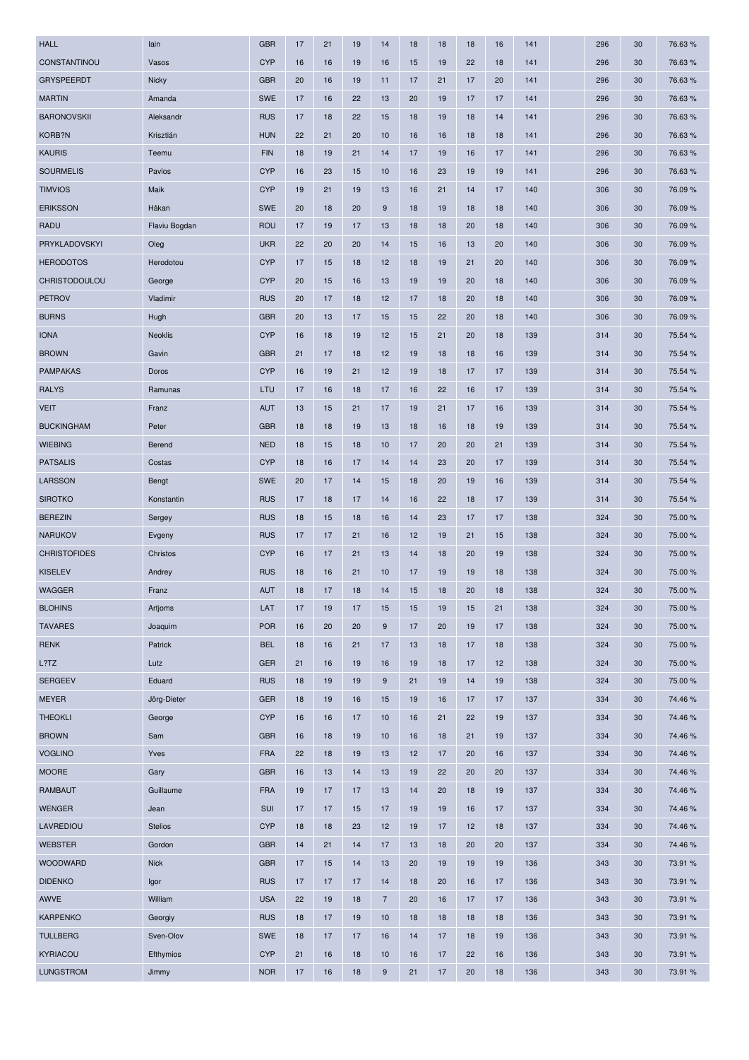| | | | | | | | | | | | | | | | |
|---|---|---|---|---|---|---|---|---|---|---|---|---|---|---|---|
| HALL | Iain | GBR | 17 | 21 | 19 | 14 | 18 | 18 | 18 | 16 | 141 | | 296 | 30 | 76.63 % |
| CONSTANTINOU | Vasos | CYP | 16 | 16 | 19 | 16 | 15 | 19 | 22 | 18 | 141 | | 296 | 30 | 76.63 % |
| GRYSPEERDT | Nicky | GBR | 20 | 16 | 19 | 11 | 17 | 21 | 17 | 20 | 141 | | 296 | 30 | 76.63 % |
| MARTIN | Amanda | SWE | 17 | 16 | 22 | 13 | 20 | 19 | 17 | 17 | 141 | | 296 | 30 | 76.63 % |
| BARONOVSKII | Aleksandr | RUS | 17 | 18 | 22 | 15 | 18 | 19 | 18 | 14 | 141 | | 296 | 30 | 76.63 % |
| KORB?N | Krisztián | HUN | 22 | 21 | 20 | 10 | 16 | 16 | 18 | 18 | 141 | | 296 | 30 | 76.63 % |
| KAURIS | Teemu | FIN | 18 | 19 | 21 | 14 | 17 | 19 | 16 | 17 | 141 | | 296 | 30 | 76.63 % |
| SOURMELIS | Pavlos | CYP | 16 | 23 | 15 | 10 | 16 | 23 | 19 | 19 | 141 | | 296 | 30 | 76.63 % |
| TIMVIOS | Maik | CYP | 19 | 21 | 19 | 13 | 16 | 21 | 14 | 17 | 140 | | 306 | 30 | 76.09 % |
| ERIKSSON | Håkan | SWE | 20 | 18 | 20 | 9 | 18 | 19 | 18 | 18 | 140 | | 306 | 30 | 76.09 % |
| RADU | Flaviu Bogdan | ROU | 17 | 19 | 17 | 13 | 18 | 18 | 20 | 18 | 140 | | 306 | 30 | 76.09 % |
| PRYKLADOVSKYI | Oleg | UKR | 22 | 20 | 20 | 14 | 15 | 16 | 13 | 20 | 140 | | 306 | 30 | 76.09 % |
| HERODOTOS | Herodotou | CYP | 17 | 15 | 18 | 12 | 18 | 19 | 21 | 20 | 140 | | 306 | 30 | 76.09 % |
| CHRISTODOULOU | George | CYP | 20 | 15 | 16 | 13 | 19 | 19 | 20 | 18 | 140 | | 306 | 30 | 76.09 % |
| PETROV | Vladimir | RUS | 20 | 17 | 18 | 12 | 17 | 18 | 20 | 18 | 140 | | 306 | 30 | 76.09 % |
| BURNS | Hugh | GBR | 20 | 13 | 17 | 15 | 15 | 22 | 20 | 18 | 140 | | 306 | 30 | 76.09 % |
| IONA | Neoklis | CYP | 16 | 18 | 19 | 12 | 15 | 21 | 20 | 18 | 139 | | 314 | 30 | 75.54 % |
| BROWN | Gavin | GBR | 21 | 17 | 18 | 12 | 19 | 18 | 18 | 16 | 139 | | 314 | 30 | 75.54 % |
| PAMPAKAS | Doros | CYP | 16 | 19 | 21 | 12 | 19 | 18 | 17 | 17 | 139 | | 314 | 30 | 75.54 % |
| RALYS | Ramunas | LTU | 17 | 16 | 18 | 17 | 16 | 22 | 16 | 17 | 139 | | 314 | 30 | 75.54 % |
| VEIT | Franz | AUT | 13 | 15 | 21 | 17 | 19 | 21 | 17 | 16 | 139 | | 314 | 30 | 75.54 % |
| BUCKINGHAM | Peter | GBR | 18 | 18 | 19 | 13 | 18 | 16 | 18 | 19 | 139 | | 314 | 30 | 75.54 % |
| WIEBING | Berend | NED | 18 | 15 | 18 | 10 | 17 | 20 | 20 | 21 | 139 | | 314 | 30 | 75.54 % |
| PATSALIS | Costas | CYP | 18 | 16 | 17 | 14 | 14 | 23 | 20 | 17 | 139 | | 314 | 30 | 75.54 % |
| LARSSON | Bengt | SWE | 20 | 17 | 14 | 15 | 18 | 20 | 19 | 16 | 139 | | 314 | 30 | 75.54 % |
| SIROTKO | Konstantin | RUS | 17 | 18 | 17 | 14 | 16 | 22 | 18 | 17 | 139 | | 314 | 30 | 75.54 % |
| BEREZIN | Sergey | RUS | 18 | 15 | 18 | 16 | 14 | 23 | 17 | 17 | 138 | | 324 | 30 | 75.00 % |
| NARUKOV | Evgeny | RUS | 17 | 17 | 21 | 16 | 12 | 19 | 21 | 15 | 138 | | 324 | 30 | 75.00 % |
| CHRISTOFIDES | Christos | CYP | 16 | 17 | 21 | 13 | 14 | 18 | 20 | 19 | 138 | | 324 | 30 | 75.00 % |
| KISELEV | Andrey | RUS | 18 | 16 | 21 | 10 | 17 | 19 | 19 | 18 | 138 | | 324 | 30 | 75.00 % |
| WAGGER | Franz | AUT | 18 | 17 | 18 | 14 | 15 | 18 | 20 | 18 | 138 | | 324 | 30 | 75.00 % |
| BLOHINS | Artjoms | LAT | 17 | 19 | 17 | 15 | 15 | 19 | 15 | 21 | 138 | | 324 | 30 | 75.00 % |
| TAVARES | Joaquim | POR | 16 | 20 | 20 | 9 | 17 | 20 | 19 | 17 | 138 | | 324 | 30 | 75.00 % |
| RENK | Patrick | BEL | 18 | 16 | 21 | 17 | 13 | 18 | 17 | 18 | 138 | | 324 | 30 | 75.00 % |
| L?TZ | Lutz | GER | 21 | 16 | 19 | 16 | 19 | 18 | 17 | 12 | 138 | | 324 | 30 | 75.00 % |
| SERGEEV | Eduard | RUS | 18 | 19 | 19 | 9 | 21 | 19 | 14 | 19 | 138 | | 324 | 30 | 75.00 % |
| MEYER | Jörg-Dieter | GER | 18 | 19 | 16 | 15 | 19 | 16 | 17 | 17 | 137 | | 334 | 30 | 74.46 % |
| THEOKLI | George | CYP | 16 | 16 | 17 | 10 | 16 | 21 | 22 | 19 | 137 | | 334 | 30 | 74.46 % |
| BROWN | Sam | GBR | 16 | 18 | 19 | 10 | 16 | 18 | 21 | 19 | 137 | | 334 | 30 | 74.46 % |
| VOGLINO | Yves | FRA | 22 | 18 | 19 | 13 | 12 | 17 | 20 | 16 | 137 | | 334 | 30 | 74.46 % |
| MOORE | Gary | GBR | 16 | 13 | 14 | 13 | 19 | 22 | 20 | 20 | 137 | | 334 | 30 | 74.46 % |
| RAMBAUT | Guillaume | FRA | 19 | 17 | 17 | 13 | 14 | 20 | 18 | 19 | 137 | | 334 | 30 | 74.46 % |
| WENGER | Jean | SUI | 17 | 17 | 15 | 17 | 19 | 19 | 16 | 17 | 137 | | 334 | 30 | 74.46 % |
| LAVREDIOU | Stelios | CYP | 18 | 18 | 23 | 12 | 19 | 17 | 12 | 18 | 137 | | 334 | 30 | 74.46 % |
| WEBSTER | Gordon | GBR | 14 | 21 | 14 | 17 | 13 | 18 | 20 | 20 | 137 | | 334 | 30 | 74.46 % |
| WOODWARD | Nick | GBR | 17 | 15 | 14 | 13 | 20 | 19 | 19 | 19 | 136 | | 343 | 30 | 73.91 % |
| DIDENKO | Igor | RUS | 17 | 17 | 17 | 14 | 18 | 20 | 16 | 17 | 136 | | 343 | 30 | 73.91 % |
| AWVE | William | USA | 22 | 19 | 18 | 7 | 20 | 16 | 17 | 17 | 136 | | 343 | 30 | 73.91 % |
| KARPENKO | Georgiy | RUS | 18 | 17 | 19 | 10 | 18 | 18 | 18 | 18 | 136 | | 343 | 30 | 73.91 % |
| TULLBERG | Sven-Olov | SWE | 18 | 17 | 17 | 16 | 14 | 17 | 18 | 19 | 136 | | 343 | 30 | 73.91 % |
| KYRIACOU | Efthymios | CYP | 21 | 16 | 18 | 10 | 16 | 17 | 22 | 16 | 136 | | 343 | 30 | 73.91 % |
| LUNGSTROM | Jimmy | NOR | 17 | 16 | 18 | 9 | 21 | 17 | 20 | 18 | 136 | | 343 | 30 | 73.91 % |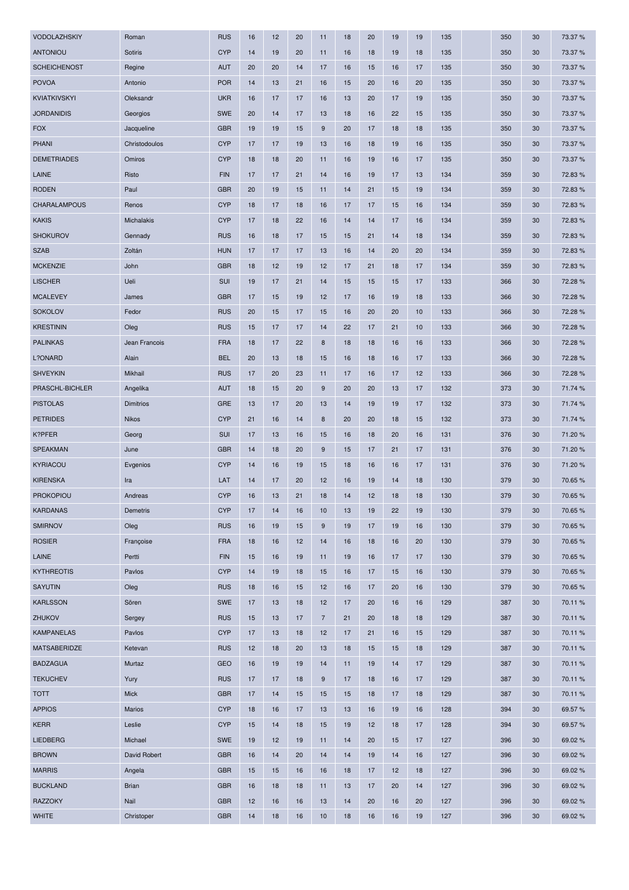| | | | | | | | | | | | | | | | |
|---|---|---|---|---|---|---|---|---|---|---|---|---|---|---|---|
| VODOLAZHSKIY | Roman | RUS | 16 | 12 | 20 | 11 | 18 | 20 | 19 | 19 | 135 | | 350 | 30 | 73.37 % |
| ANTONIOU | Sotiris | CYP | 14 | 19 | 20 | 11 | 16 | 18 | 19 | 18 | 135 | | 350 | 30 | 73.37 % |
| SCHEICHENOST | Regine | AUT | 20 | 20 | 14 | 17 | 16 | 15 | 16 | 17 | 135 | | 350 | 30 | 73.37 % |
| POVOA | Antonio | POR | 14 | 13 | 21 | 16 | 15 | 20 | 16 | 20 | 135 | | 350 | 30 | 73.37 % |
| KVIATKIVSKYI | Oleksandr | UKR | 16 | 17 | 17 | 16 | 13 | 20 | 17 | 19 | 135 | | 350 | 30 | 73.37 % |
| JORDANIDIS | Georgios | SWE | 20 | 14 | 17 | 13 | 18 | 16 | 22 | 15 | 135 | | 350 | 30 | 73.37 % |
| FOX | Jacqueline | GBR | 19 | 19 | 15 | 9 | 20 | 17 | 18 | 18 | 135 | | 350 | 30 | 73.37 % |
| PHANI | Christodoulos | CYP | 17 | 17 | 19 | 13 | 16 | 18 | 19 | 16 | 135 | | 350 | 30 | 73.37 % |
| DEMETRIADES | Omiros | CYP | 18 | 18 | 20 | 11 | 16 | 19 | 16 | 17 | 135 | | 350 | 30 | 73.37 % |
| LAINE | Risto | FIN | 17 | 17 | 21 | 14 | 16 | 19 | 17 | 13 | 134 | | 359 | 30 | 72.83 % |
| RODEN | Paul | GBR | 20 | 19 | 15 | 11 | 14 | 21 | 15 | 19 | 134 | | 359 | 30 | 72.83 % |
| CHARALAMPOUS | Renos | CYP | 18 | 17 | 18 | 16 | 17 | 17 | 15 | 16 | 134 | | 359 | 30 | 72.83 % |
| KAKIS | Michalakis | CYP | 17 | 18 | 22 | 16 | 14 | 14 | 17 | 16 | 134 | | 359 | 30 | 72.83 % |
| SHOKUROV | Gennady | RUS | 16 | 18 | 17 | 15 | 15 | 21 | 14 | 18 | 134 | | 359 | 30 | 72.83 % |
| SZAB | Zoltán | HUN | 17 | 17 | 17 | 13 | 16 | 14 | 20 | 20 | 134 | | 359 | 30 | 72.83 % |
| MCKENZIE | John | GBR | 18 | 12 | 19 | 12 | 17 | 21 | 18 | 17 | 134 | | 359 | 30 | 72.83 % |
| LISCHER | Ueli | SUI | 19 | 17 | 21 | 14 | 15 | 15 | 15 | 17 | 133 | | 366 | 30 | 72.28 % |
| MCALEVEY | James | GBR | 17 | 15 | 19 | 12 | 17 | 16 | 19 | 18 | 133 | | 366 | 30 | 72.28 % |
| SOKOLOV | Fedor | RUS | 20 | 15 | 17 | 15 | 16 | 20 | 20 | 10 | 133 | | 366 | 30 | 72.28 % |
| KRESTININ | Oleg | RUS | 15 | 17 | 17 | 14 | 22 | 17 | 21 | 10 | 133 | | 366 | 30 | 72.28 % |
| PALINKAS | Jean Francois | FRA | 18 | 17 | 22 | 8 | 18 | 18 | 16 | 16 | 133 | | 366 | 30 | 72.28 % |
| L?ONARD | Alain | BEL | 20 | 13 | 18 | 15 | 16 | 18 | 16 | 17 | 133 | | 366 | 30 | 72.28 % |
| SHVEYKIN | Mikhail | RUS | 17 | 20 | 23 | 11 | 17 | 16 | 17 | 12 | 133 | | 366 | 30 | 72.28 % |
| PRASCHL-BICHLER | Angelika | AUT | 18 | 15 | 20 | 9 | 20 | 20 | 13 | 17 | 132 | | 373 | 30 | 71.74 % |
| PISTOLAS | Dimitrios | GRE | 13 | 17 | 20 | 13 | 14 | 19 | 19 | 17 | 132 | | 373 | 30 | 71.74 % |
| PETRIDES | Nikos | CYP | 21 | 16 | 14 | 8 | 20 | 20 | 18 | 15 | 132 | | 373 | 30 | 71.74 % |
| K?PFER | Georg | SUI | 17 | 13 | 16 | 15 | 16 | 18 | 20 | 16 | 131 | | 376 | 30 | 71.20 % |
| SPEAKMAN | June | GBR | 14 | 18 | 20 | 9 | 15 | 17 | 21 | 17 | 131 | | 376 | 30 | 71.20 % |
| KYRIACOU | Evgenios | CYP | 14 | 16 | 19 | 15 | 18 | 16 | 16 | 17 | 131 | | 376 | 30 | 71.20 % |
| KIRENSKA | Ira | LAT | 14 | 17 | 20 | 12 | 16 | 19 | 14 | 18 | 130 | | 379 | 30 | 70.65 % |
| PROKOPIOU | Andreas | CYP | 16 | 13 | 21 | 18 | 14 | 12 | 18 | 18 | 130 | | 379 | 30 | 70.65 % |
| KARDANAS | Demetris | CYP | 17 | 14 | 16 | 10 | 13 | 19 | 22 | 19 | 130 | | 379 | 30 | 70.65 % |
| SMIRNOV | Oleg | RUS | 16 | 19 | 15 | 9 | 19 | 17 | 19 | 16 | 130 | | 379 | 30 | 70.65 % |
| ROSIER | Françoise | FRA | 18 | 16 | 12 | 14 | 16 | 18 | 16 | 20 | 130 | | 379 | 30 | 70.65 % |
| LAINE | Pertti | FIN | 15 | 16 | 19 | 11 | 19 | 16 | 17 | 17 | 130 | | 379 | 30 | 70.65 % |
| KYTHREOTIS | Pavlos | CYP | 14 | 19 | 18 | 15 | 16 | 17 | 15 | 16 | 130 | | 379 | 30 | 70.65 % |
| SAYUTIN | Oleg | RUS | 18 | 16 | 15 | 12 | 16 | 17 | 20 | 16 | 130 | | 379 | 30 | 70.65 % |
| KARLSSON | Sören | SWE | 17 | 13 | 18 | 12 | 17 | 20 | 16 | 16 | 129 | | 387 | 30 | 70.11 % |
| ZHUKOV | Sergey | RUS | 15 | 13 | 17 | 7 | 21 | 20 | 18 | 18 | 129 | | 387 | 30 | 70.11 % |
| KAMPANELAS | Pavlos | CYP | 17 | 13 | 18 | 12 | 17 | 21 | 16 | 15 | 129 | | 387 | 30 | 70.11 % |
| MATSABERIDZE | Ketevan | RUS | 12 | 18 | 20 | 13 | 18 | 15 | 15 | 18 | 129 | | 387 | 30 | 70.11 % |
| BADZAGUA | Murtaz | GEO | 16 | 19 | 19 | 14 | 11 | 19 | 14 | 17 | 129 | | 387 | 30 | 70.11 % |
| TEKUCHEV | Yury | RUS | 17 | 17 | 18 | 9 | 17 | 18 | 16 | 17 | 129 | | 387 | 30 | 70.11 % |
| TOTT | Mick | GBR | 17 | 14 | 15 | 15 | 15 | 18 | 17 | 18 | 129 | | 387 | 30 | 70.11 % |
| APPIOS | Marios | CYP | 18 | 16 | 17 | 13 | 13 | 16 | 19 | 16 | 128 | | 394 | 30 | 69.57 % |
| KERR | Leslie | CYP | 15 | 14 | 18 | 15 | 19 | 12 | 18 | 17 | 128 | | 394 | 30 | 69.57 % |
| LIEDBERG | Michael | SWE | 19 | 12 | 19 | 11 | 14 | 20 | 15 | 17 | 127 | | 396 | 30 | 69.02 % |
| BROWN | David Robert | GBR | 16 | 14 | 20 | 14 | 14 | 19 | 14 | 16 | 127 | | 396 | 30 | 69.02 % |
| MARRIS | Angela | GBR | 15 | 15 | 16 | 16 | 18 | 17 | 12 | 18 | 127 | | 396 | 30 | 69.02 % |
| BUCKLAND | Brian | GBR | 16 | 18 | 18 | 11 | 13 | 17 | 20 | 14 | 127 | | 396 | 30 | 69.02 % |
| RAZZOKY | Nail | GBR | 12 | 16 | 16 | 13 | 14 | 20 | 16 | 20 | 127 | | 396 | 30 | 69.02 % |
| WHITE | Christoper | GBR | 14 | 18 | 16 | 10 | 18 | 16 | 16 | 19 | 127 | | 396 | 30 | 69.02 % |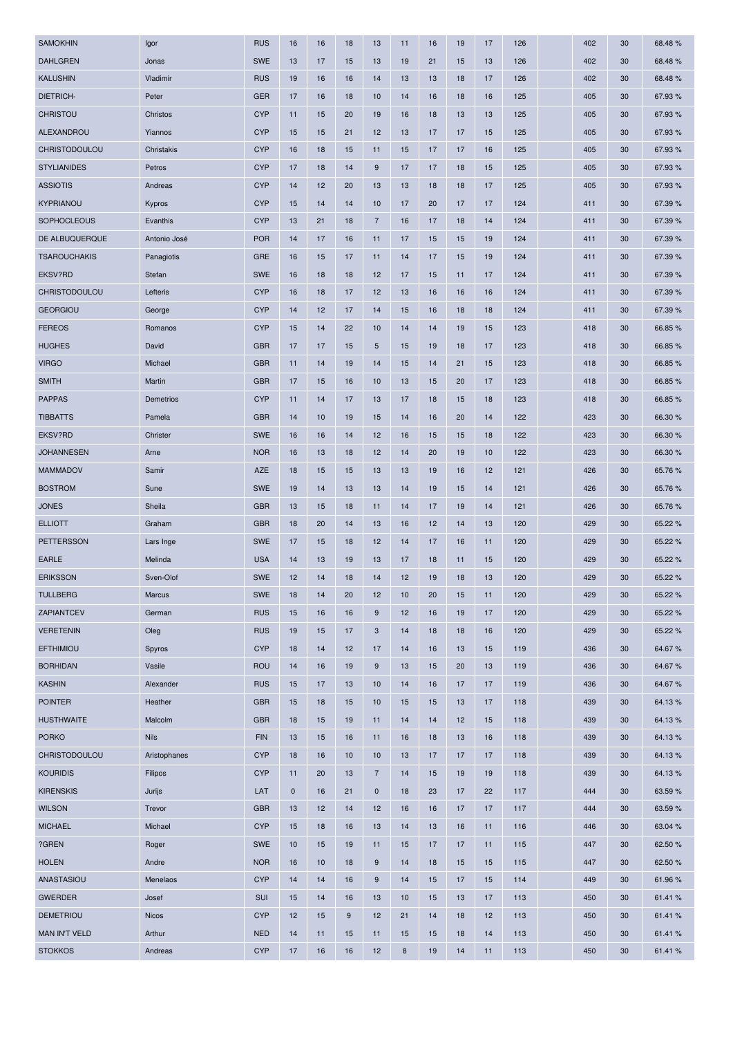| | | | | | | | | | | | | | | | |
|---|---|---|---|---|---|---|---|---|---|---|---|---|---|---|---|
| SAMOKHIN | Igor | RUS | 16 | 16 | 18 | 13 | 11 | 16 | 19 | 17 | 126 | | 402 | 30 | 68.48 % |
| DAHLGREN | Jonas | SWE | 13 | 17 | 15 | 13 | 19 | 21 | 15 | 13 | 126 | | 402 | 30 | 68.48 % |
| KALUSHIN | Vladimir | RUS | 19 | 16 | 16 | 14 | 13 | 13 | 18 | 17 | 126 | | 402 | 30 | 68.48 % |
| DIETRICH- | Peter | GER | 17 | 16 | 18 | 10 | 14 | 16 | 18 | 16 | 125 | | 405 | 30 | 67.93 % |
| CHRISTOU | Christos | CYP | 11 | 15 | 20 | 19 | 16 | 18 | 13 | 13 | 125 | | 405 | 30 | 67.93 % |
| ALEXANDROU | Yiannos | CYP | 15 | 15 | 21 | 12 | 13 | 17 | 17 | 15 | 125 | | 405 | 30 | 67.93 % |
| CHRISTODOULOU | Christakis | CYP | 16 | 18 | 15 | 11 | 15 | 17 | 17 | 16 | 125 | | 405 | 30 | 67.93 % |
| STYLIANIDES | Petros | CYP | 17 | 18 | 14 | 9 | 17 | 17 | 18 | 15 | 125 | | 405 | 30 | 67.93 % |
| ASSIOTIS | Andreas | CYP | 14 | 12 | 20 | 13 | 13 | 18 | 18 | 17 | 125 | | 405 | 30 | 67.93 % |
| KYPRIANOU | Kypros | CYP | 15 | 14 | 14 | 10 | 17 | 20 | 17 | 17 | 124 | | 411 | 30 | 67.39 % |
| SOPHOCLEOUS | Evanthis | CYP | 13 | 21 | 18 | 7 | 16 | 17 | 18 | 14 | 124 | | 411 | 30 | 67.39 % |
| DE ALBUQUERQUE | Antonio José | POR | 14 | 17 | 16 | 11 | 17 | 15 | 15 | 19 | 124 | | 411 | 30 | 67.39 % |
| TSAROUCHAKIS | Panagiotis | GRE | 16 | 15 | 17 | 11 | 14 | 17 | 15 | 19 | 124 | | 411 | 30 | 67.39 % |
| EKSV?RD | Stefan | SWE | 16 | 18 | 18 | 12 | 17 | 15 | 11 | 17 | 124 | | 411 | 30 | 67.39 % |
| CHRISTODOULOU | Lefteris | CYP | 16 | 18 | 17 | 12 | 13 | 16 | 16 | 16 | 124 | | 411 | 30 | 67.39 % |
| GEORGIOU | George | CYP | 14 | 12 | 17 | 14 | 15 | 16 | 18 | 18 | 124 | | 411 | 30 | 67.39 % |
| FEREOS | Romanos | CYP | 15 | 14 | 22 | 10 | 14 | 14 | 19 | 15 | 123 | | 418 | 30 | 66.85 % |
| HUGHES | David | GBR | 17 | 17 | 15 | 5 | 15 | 19 | 18 | 17 | 123 | | 418 | 30 | 66.85 % |
| VIRGO | Michael | GBR | 11 | 14 | 19 | 14 | 15 | 14 | 21 | 15 | 123 | | 418 | 30 | 66.85 % |
| SMITH | Martin | GBR | 17 | 15 | 16 | 10 | 13 | 15 | 20 | 17 | 123 | | 418 | 30 | 66.85 % |
| PAPPAS | Demetrios | CYP | 11 | 14 | 17 | 13 | 17 | 18 | 15 | 18 | 123 | | 418 | 30 | 66.85 % |
| TIBBATTS | Pamela | GBR | 14 | 10 | 19 | 15 | 14 | 16 | 20 | 14 | 122 | | 423 | 30 | 66.30 % |
| EKSV?RD | Christer | SWE | 16 | 16 | 14 | 12 | 16 | 15 | 15 | 18 | 122 | | 423 | 30 | 66.30 % |
| JOHANNESEN | Arne | NOR | 16 | 13 | 18 | 12 | 14 | 20 | 19 | 10 | 122 | | 423 | 30 | 66.30 % |
| MAMMADOV | Samir | AZE | 18 | 15 | 15 | 13 | 13 | 19 | 16 | 12 | 121 | | 426 | 30 | 65.76 % |
| BOSTROM | Sune | SWE | 19 | 14 | 13 | 13 | 14 | 19 | 15 | 14 | 121 | | 426 | 30 | 65.76 % |
| JONES | Sheila | GBR | 13 | 15 | 18 | 11 | 14 | 17 | 19 | 14 | 121 | | 426 | 30 | 65.76 % |
| ELLIOTT | Graham | GBR | 18 | 20 | 14 | 13 | 16 | 12 | 14 | 13 | 120 | | 429 | 30 | 65.22 % |
| PETTERSSON | Lars Inge | SWE | 17 | 15 | 18 | 12 | 14 | 17 | 16 | 11 | 120 | | 429 | 30 | 65.22 % |
| EARLE | Melinda | USA | 14 | 13 | 19 | 13 | 17 | 18 | 11 | 15 | 120 | | 429 | 30 | 65.22 % |
| ERIKSSON | Sven-Olof | SWE | 12 | 14 | 18 | 14 | 12 | 19 | 18 | 13 | 120 | | 429 | 30 | 65.22 % |
| TULLBERG | Marcus | SWE | 18 | 14 | 20 | 12 | 10 | 20 | 15 | 11 | 120 | | 429 | 30 | 65.22 % |
| ZAPIANTCEV | German | RUS | 15 | 16 | 16 | 9 | 12 | 16 | 19 | 17 | 120 | | 429 | 30 | 65.22 % |
| VERETENIN | Oleg | RUS | 19 | 15 | 17 | 3 | 14 | 18 | 18 | 16 | 120 | | 429 | 30 | 65.22 % |
| EFTHIMIOU | Spyros | CYP | 18 | 14 | 12 | 17 | 14 | 16 | 13 | 15 | 119 | | 436 | 30 | 64.67 % |
| BORHIDAN | Vasile | ROU | 14 | 16 | 19 | 9 | 13 | 15 | 20 | 13 | 119 | | 436 | 30 | 64.67 % |
| KASHIN | Alexander | RUS | 15 | 17 | 13 | 10 | 14 | 16 | 17 | 17 | 119 | | 436 | 30 | 64.67 % |
| POINTER | Heather | GBR | 15 | 18 | 15 | 10 | 15 | 15 | 13 | 17 | 118 | | 439 | 30 | 64.13 % |
| HUSTHWAITE | Malcolm | GBR | 18 | 15 | 19 | 11 | 14 | 14 | 12 | 15 | 118 | | 439 | 30 | 64.13 % |
| PORKO | Nils | FIN | 13 | 15 | 16 | 11 | 16 | 18 | 13 | 16 | 118 | | 439 | 30 | 64.13 % |
| CHRISTODOULOU | Aristophanes | CYP | 18 | 16 | 10 | 10 | 13 | 17 | 17 | 17 | 118 | | 439 | 30 | 64.13 % |
| KOURIDIS | Filipos | CYP | 11 | 20 | 13 | 7 | 14 | 15 | 19 | 19 | 118 | | 439 | 30 | 64.13 % |
| KIRENSKIS | Jurijs | LAT | 0 | 16 | 21 | 0 | 18 | 23 | 17 | 22 | 117 | | 444 | 30 | 63.59 % |
| WILSON | Trevor | GBR | 13 | 12 | 14 | 12 | 16 | 16 | 17 | 17 | 117 | | 444 | 30 | 63.59 % |
| MICHAEL | Michael | CYP | 15 | 18 | 16 | 13 | 14 | 13 | 16 | 11 | 116 | | 446 | 30 | 63.04 % |
| ?GREN | Roger | SWE | 10 | 15 | 19 | 11 | 15 | 17 | 17 | 11 | 115 | | 447 | 30 | 62.50 % |
| HOLEN | Andre | NOR | 16 | 10 | 18 | 9 | 14 | 18 | 15 | 15 | 115 | | 447 | 30 | 62.50 % |
| ANASTASIOU | Menelaos | CYP | 14 | 14 | 16 | 9 | 14 | 15 | 17 | 15 | 114 | | 449 | 30 | 61.96 % |
| GWERDER | Josef | SUI | 15 | 14 | 16 | 13 | 10 | 15 | 13 | 17 | 113 | | 450 | 30 | 61.41 % |
| DEMETRIOU | Nicos | CYP | 12 | 15 | 9 | 12 | 21 | 14 | 18 | 12 | 113 | | 450 | 30 | 61.41 % |
| MAN IN'T VELD | Arthur | NED | 14 | 11 | 15 | 11 | 15 | 15 | 18 | 14 | 113 | | 450 | 30 | 61.41 % |
| STOKKOS | Andreas | CYP | 17 | 16 | 16 | 12 | 8 | 19 | 14 | 11 | 113 | | 450 | 30 | 61.41 % |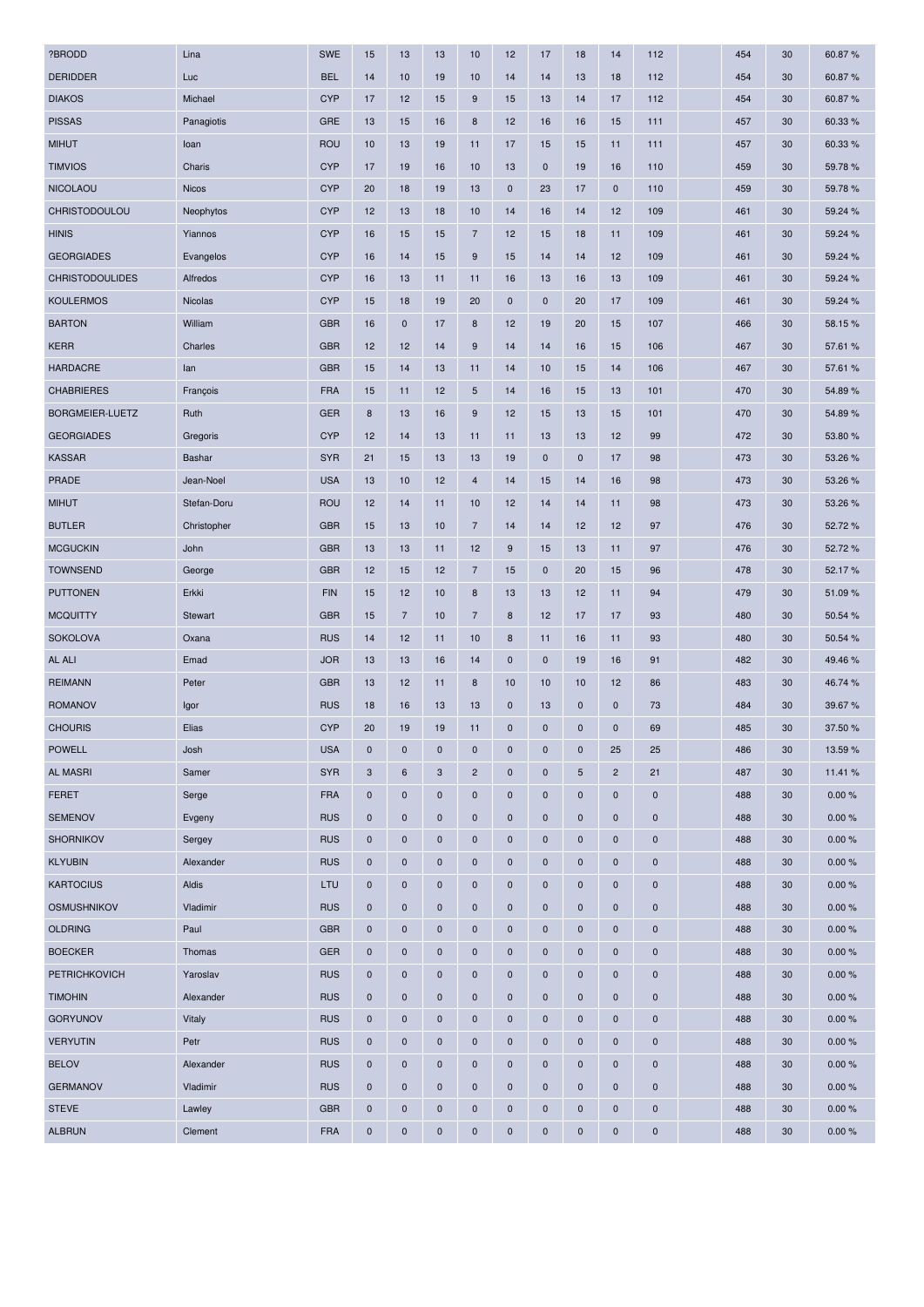| | | | | | | | | | | | | | | | |
|---|---|---|---|---|---|---|---|---|---|---|---|---|---|---|---|
| ?BRODD | Lina | SWE | 15 | 13 | 13 | 10 | 12 | 17 | 18 | 14 | 112 | | 454 | 30 | 60.87 % |
| DERIDDER | Luc | BEL | 14 | 10 | 19 | 10 | 14 | 14 | 13 | 18 | 112 | | 454 | 30 | 60.87 % |
| DIAKOS | Michael | CYP | 17 | 12 | 15 | 9 | 15 | 13 | 14 | 17 | 112 | | 454 | 30 | 60.87 % |
| PISSAS | Panagiotis | GRE | 13 | 15 | 16 | 8 | 12 | 16 | 16 | 15 | 111 | | 457 | 30 | 60.33 % |
| MIHUT | Ioan | ROU | 10 | 13 | 19 | 11 | 17 | 15 | 15 | 11 | 111 | | 457 | 30 | 60.33 % |
| TIMVIOS | Charis | CYP | 17 | 19 | 16 | 10 | 13 | 0 | 19 | 16 | 110 | | 459 | 30 | 59.78 % |
| NICOLAOU | Nicos | CYP | 20 | 18 | 19 | 13 | 0 | 23 | 17 | 0 | 110 | | 459 | 30 | 59.78 % |
| CHRISTODOULOU | Neophytos | CYP | 12 | 13 | 18 | 10 | 14 | 16 | 14 | 12 | 109 | | 461 | 30 | 59.24 % |
| HINIS | Yiannos | CYP | 16 | 15 | 15 | 7 | 12 | 15 | 18 | 11 | 109 | | 461 | 30 | 59.24 % |
| GEORGIADES | Evangelos | CYP | 16 | 14 | 15 | 9 | 15 | 14 | 14 | 12 | 109 | | 461 | 30 | 59.24 % |
| CHRISTODOULIDES | Alfredos | CYP | 16 | 13 | 11 | 11 | 16 | 13 | 16 | 13 | 109 | | 461 | 30 | 59.24 % |
| KOULERMOS | Nicolas | CYP | 15 | 18 | 19 | 20 | 0 | 0 | 20 | 17 | 109 | | 461 | 30 | 59.24 % |
| BARTON | William | GBR | 16 | 0 | 17 | 8 | 12 | 19 | 20 | 15 | 107 | | 466 | 30 | 58.15 % |
| KERR | Charles | GBR | 12 | 12 | 14 | 9 | 14 | 14 | 16 | 15 | 106 | | 467 | 30 | 57.61 % |
| HARDACRE | Ian | GBR | 15 | 14 | 13 | 11 | 14 | 10 | 15 | 14 | 106 | | 467 | 30 | 57.61 % |
| CHABRIERES | François | FRA | 15 | 11 | 12 | 5 | 14 | 16 | 15 | 13 | 101 | | 470 | 30 | 54.89 % |
| BORGMEIER-LUETZ | Ruth | GER | 8 | 13 | 16 | 9 | 12 | 15 | 13 | 15 | 101 | | 470 | 30 | 54.89 % |
| GEORGIADES | Gregoris | CYP | 12 | 14 | 13 | 11 | 11 | 13 | 13 | 12 | 99 | | 472 | 30 | 53.80 % |
| KASSAR | Bashar | SYR | 21 | 15 | 13 | 13 | 19 | 0 | 0 | 17 | 98 | | 473 | 30 | 53.26 % |
| PRADE | Jean-Noel | USA | 13 | 10 | 12 | 4 | 14 | 15 | 14 | 16 | 98 | | 473 | 30 | 53.26 % |
| MIHUT | Stefan-Doru | ROU | 12 | 14 | 11 | 10 | 12 | 14 | 14 | 11 | 98 | | 473 | 30 | 53.26 % |
| BUTLER | Christopher | GBR | 15 | 13 | 10 | 7 | 14 | 14 | 12 | 12 | 97 | | 476 | 30 | 52.72 % |
| MCGUCKIN | John | GBR | 13 | 13 | 11 | 12 | 9 | 15 | 13 | 11 | 97 | | 476 | 30 | 52.72 % |
| TOWNSEND | George | GBR | 12 | 15 | 12 | 7 | 15 | 0 | 20 | 15 | 96 | | 478 | 30 | 52.17 % |
| PUTTONEN | Erkki | FIN | 15 | 12 | 10 | 8 | 13 | 13 | 12 | 11 | 94 | | 479 | 30 | 51.09 % |
| MCQUITTY | Stewart | GBR | 15 | 7 | 10 | 7 | 8 | 12 | 17 | 17 | 93 | | 480 | 30 | 50.54 % |
| SOKOLOVA | Oxana | RUS | 14 | 12 | 11 | 10 | 8 | 11 | 16 | 11 | 93 | | 480 | 30 | 50.54 % |
| AL ALI | Emad | JOR | 13 | 13 | 16 | 14 | 0 | 0 | 19 | 16 | 91 | | 482 | 30 | 49.46 % |
| REIMANN | Peter | GBR | 13 | 12 | 11 | 8 | 10 | 10 | 10 | 12 | 86 | | 483 | 30 | 46.74 % |
| ROMANOV | Igor | RUS | 18 | 16 | 13 | 13 | 0 | 13 | 0 | 0 | 73 | | 484 | 30 | 39.67 % |
| CHOURIS | Elias | CYP | 20 | 19 | 19 | 11 | 0 | 0 | 0 | 0 | 69 | | 485 | 30 | 37.50 % |
| POWELL | Josh | USA | 0 | 0 | 0 | 0 | 0 | 0 | 0 | 25 | 25 | | 486 | 30 | 13.59 % |
| AL MASRI | Samer | SYR | 3 | 6 | 3 | 2 | 0 | 0 | 5 | 2 | 21 | | 487 | 30 | 11.41 % |
| FERET | Serge | FRA | 0 | 0 | 0 | 0 | 0 | 0 | 0 | 0 | 0 | | 488 | 30 | 0.00 % |
| SEMENOV | Evgeny | RUS | 0 | 0 | 0 | 0 | 0 | 0 | 0 | 0 | 0 | | 488 | 30 | 0.00 % |
| SHORNIKOV | Sergey | RUS | 0 | 0 | 0 | 0 | 0 | 0 | 0 | 0 | 0 | | 488 | 30 | 0.00 % |
| KLYUBIN | Alexander | RUS | 0 | 0 | 0 | 0 | 0 | 0 | 0 | 0 | 0 | | 488 | 30 | 0.00 % |
| KARTOCIUS | Aldis | LTU | 0 | 0 | 0 | 0 | 0 | 0 | 0 | 0 | 0 | | 488 | 30 | 0.00 % |
| OSMUSHNIKOV | Vladimir | RUS | 0 | 0 | 0 | 0 | 0 | 0 | 0 | 0 | 0 | | 488 | 30 | 0.00 % |
| OLDRING | Paul | GBR | 0 | 0 | 0 | 0 | 0 | 0 | 0 | 0 | 0 | | 488 | 30 | 0.00 % |
| BOECKER | Thomas | GER | 0 | 0 | 0 | 0 | 0 | 0 | 0 | 0 | 0 | | 488 | 30 | 0.00 % |
| PETRICHKOVICH | Yaroslav | RUS | 0 | 0 | 0 | 0 | 0 | 0 | 0 | 0 | 0 | | 488 | 30 | 0.00 % |
| TIMOHIN | Alexander | RUS | 0 | 0 | 0 | 0 | 0 | 0 | 0 | 0 | 0 | | 488 | 30 | 0.00 % |
| GORYUNOV | Vitaly | RUS | 0 | 0 | 0 | 0 | 0 | 0 | 0 | 0 | 0 | | 488 | 30 | 0.00 % |
| VERYUTIN | Petr | RUS | 0 | 0 | 0 | 0 | 0 | 0 | 0 | 0 | 0 | | 488 | 30 | 0.00 % |
| BELOV | Alexander | RUS | 0 | 0 | 0 | 0 | 0 | 0 | 0 | 0 | 0 | | 488 | 30 | 0.00 % |
| GERMANOV | Vladimir | RUS | 0 | 0 | 0 | 0 | 0 | 0 | 0 | 0 | 0 | | 488 | 30 | 0.00 % |
| STEVE | Lawley | GBR | 0 | 0 | 0 | 0 | 0 | 0 | 0 | 0 | 0 | | 488 | 30 | 0.00 % |
| ALBRUN | Clement | FRA | 0 | 0 | 0 | 0 | 0 | 0 | 0 | 0 | 0 | | 488 | 30 | 0.00 % |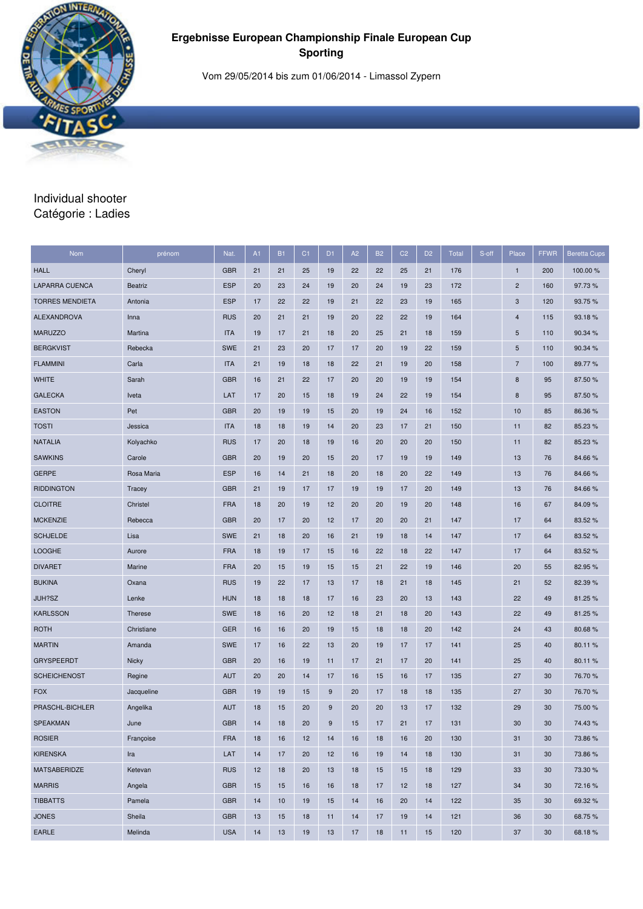# Ergebnisse European Championship Finale European Cup Sporting

Vom 29/05/2014 bis zum 01/06/2014 - Limassol Zypern

Individual shooter
Catégorie : Ladies

| Nom | prénom | Nat. | A1 | B1 | C1 | D1 | A2 | B2 | C2 | D2 | Total | S-off | Place | FFWR | Beretta Cups |
|---|---|---|---|---|---|---|---|---|---|---|---|---|---|---|---|
| HALL | Cheryl | GBR | 21 | 21 | 25 | 19 | 22 | 22 | 25 | 21 | 176 | | 1 | 200 | 100.00 % |
| LAPARRA CUENCA | Beatriz | ESP | 20 | 23 | 24 | 19 | 20 | 24 | 19 | 23 | 172 | | 2 | 160 | 97.73 % |
| TORRES MENDIETA | Antonia | ESP | 17 | 22 | 22 | 19 | 21 | 22 | 23 | 19 | 165 | | 3 | 120 | 93.75 % |
| ALEXANDROVA | Inna | RUS | 20 | 21 | 21 | 19 | 20 | 22 | 22 | 19 | 164 | | 4 | 115 | 93.18 % |
| MARUZZO | Martina | ITA | 19 | 17 | 21 | 18 | 20 | 25 | 21 | 18 | 159 | | 5 | 110 | 90.34 % |
| BERGKVIST | Rebecka | SWE | 21 | 23 | 20 | 17 | 17 | 20 | 19 | 22 | 159 | | 5 | 110 | 90.34 % |
| FLAMMINI | Carla | ITA | 21 | 19 | 18 | 18 | 22 | 21 | 19 | 20 | 158 | | 7 | 100 | 89.77 % |
| WHITE | Sarah | GBR | 16 | 21 | 22 | 17 | 20 | 20 | 19 | 19 | 154 | | 8 | 95 | 87.50 % |
| GALECKA | Iveta | LAT | 17 | 20 | 15 | 18 | 19 | 24 | 22 | 19 | 154 | | 8 | 95 | 87.50 % |
| EASTON | Pet | GBR | 20 | 19 | 19 | 15 | 20 | 19 | 24 | 16 | 152 | | 10 | 85 | 86.36 % |
| TOSTI | Jessica | ITA | 18 | 18 | 19 | 14 | 20 | 23 | 17 | 21 | 150 | | 11 | 82 | 85.23 % |
| NATALIA | Kolyachko | RUS | 17 | 20 | 18 | 19 | 16 | 20 | 20 | 20 | 150 | | 11 | 82 | 85.23 % |
| SAWKINS | Carole | GBR | 20 | 19 | 20 | 15 | 20 | 17 | 19 | 19 | 149 | | 13 | 76 | 84.66 % |
| GERPE | Rosa Maria | ESP | 16 | 14 | 21 | 18 | 20 | 18 | 20 | 22 | 149 | | 13 | 76 | 84.66 % |
| RIDDINGTON | Tracey | GBR | 21 | 19 | 17 | 17 | 19 | 19 | 17 | 20 | 149 | | 13 | 76 | 84.66 % |
| CLOITRE | Christel | FRA | 18 | 20 | 19 | 12 | 20 | 20 | 19 | 20 | 148 | | 16 | 67 | 84.09 % |
| MCKENZIE | Rebecca | GBR | 20 | 17 | 20 | 12 | 17 | 20 | 20 | 21 | 147 | | 17 | 64 | 83.52 % |
| SCHJELDE | Lisa | SWE | 21 | 18 | 20 | 16 | 21 | 19 | 18 | 14 | 147 | | 17 | 64 | 83.52 % |
| LOOGHE | Aurore | FRA | 18 | 19 | 17 | 15 | 16 | 22 | 18 | 22 | 147 | | 17 | 64 | 83.52 % |
| DIVARET | Marine | FRA | 20 | 15 | 19 | 15 | 15 | 21 | 22 | 19 | 146 | | 20 | 55 | 82.95 % |
| BUKINA | Oxana | RUS | 19 | 22 | 17 | 13 | 17 | 18 | 21 | 18 | 145 | | 21 | 52 | 82.39 % |
| JUH?SZ | Lenke | HUN | 18 | 18 | 18 | 17 | 16 | 23 | 20 | 13 | 143 | | 22 | 49 | 81.25 % |
| KARLSSON | Therese | SWE | 18 | 16 | 20 | 12 | 18 | 21 | 18 | 20 | 143 | | 22 | 49 | 81.25 % |
| ROTH | Christiane | GER | 16 | 16 | 20 | 19 | 15 | 18 | 18 | 20 | 142 | | 24 | 43 | 80.68 % |
| MARTIN | Amanda | SWE | 17 | 16 | 22 | 13 | 20 | 19 | 17 | 17 | 141 | | 25 | 40 | 80.11 % |
| GRYSPEERDT | Nicky | GBR | 20 | 16 | 19 | 11 | 17 | 21 | 17 | 20 | 141 | | 25 | 40 | 80.11 % |
| SCHEICHENOST | Regine | AUT | 20 | 20 | 14 | 17 | 16 | 15 | 16 | 17 | 135 | | 27 | 30 | 76.70 % |
| FOX | Jacqueline | GBR | 19 | 19 | 15 | 9 | 20 | 17 | 18 | 18 | 135 | | 27 | 30 | 76.70 % |
| PRASCHL-BICHLER | Angelika | AUT | 18 | 15 | 20 | 9 | 20 | 20 | 13 | 17 | 132 | | 29 | 30 | 75.00 % |
| SPEAKMAN | June | GBR | 14 | 18 | 20 | 9 | 15 | 17 | 21 | 17 | 131 | | 30 | 30 | 74.43 % |
| ROSIER | Françoise | FRA | 18 | 16 | 12 | 14 | 16 | 18 | 16 | 20 | 130 | | 31 | 30 | 73.86 % |
| KIRENSKA | Ira | LAT | 14 | 17 | 20 | 12 | 16 | 19 | 14 | 18 | 130 | | 31 | 30 | 73.86 % |
| MATSABERIDZE | Ketevan | RUS | 12 | 18 | 20 | 13 | 18 | 15 | 15 | 18 | 129 | | 33 | 30 | 73.30 % |
| MARRIS | Angela | GBR | 15 | 15 | 16 | 16 | 18 | 17 | 12 | 18 | 127 | | 34 | 30 | 72.16 % |
| TIBBATTS | Pamela | GBR | 14 | 10 | 19 | 15 | 14 | 16 | 20 | 14 | 122 | | 35 | 30 | 69.32 % |
| JONES | Sheila | GBR | 13 | 15 | 18 | 11 | 14 | 17 | 19 | 14 | 121 | | 36 | 30 | 68.75 % |
| EARLE | Melinda | USA | 14 | 13 | 19 | 13 | 17 | 18 | 11 | 15 | 120 | | 37 | 30 | 68.18 % |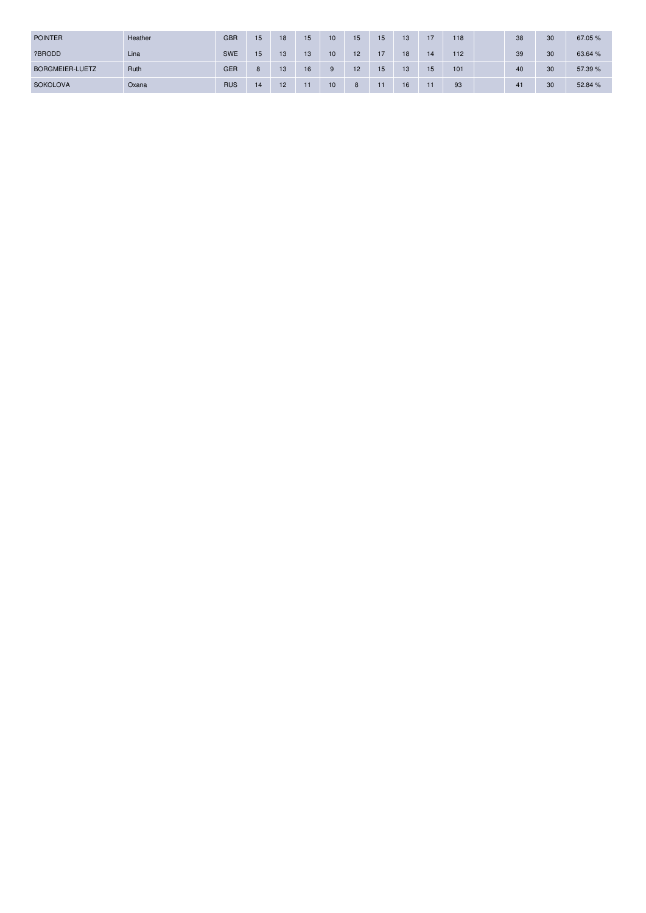| POINTER | Heather | GBR | 15 | 18 | 15 | 10 | 15 | 15 | 13 | 17 | 118 | | 38 | 30 | 67.05 % |
|---|---|---|---|---|---|---|---|---|---|---|---|---|---|---|---|
| ?BRODD | Lina | SWE | 15 | 13 | 13 | 10 | 12 | 17 | 18 | 14 | 112 | | 39 | 30 | 63.64 % |
| BORGMEIER-LUETZ | Ruth | GER | 8 | 13 | 16 | 9 | 12 | 15 | 13 | 15 | 101 | | 40 | 30 | 57.39 % |
| SOKOLOVA | Oxana | RUS | 14 | 12 | 11 | 10 | 8 | 11 | 16 | 11 | 93 | | 41 | 30 | 52.84 % |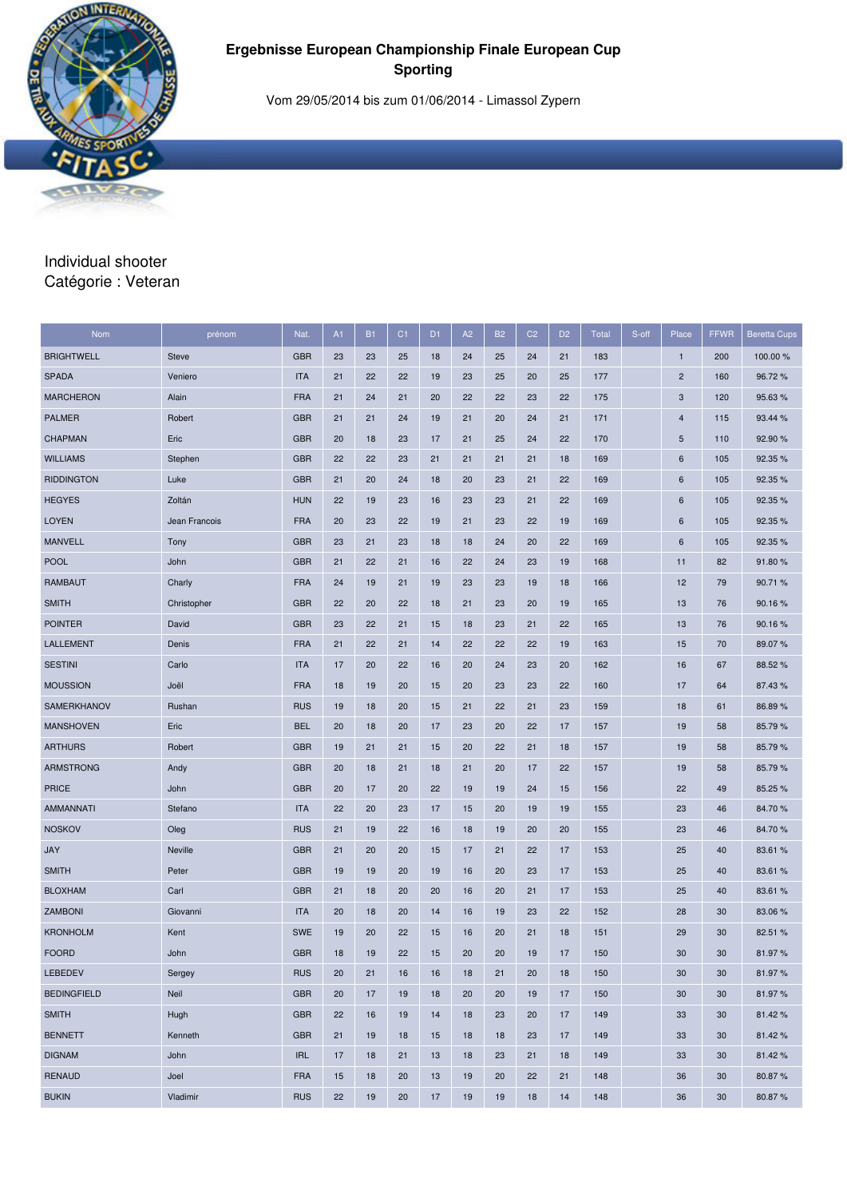## Ergebnisse European Championship Finale European Cup Sporting

Vom 29/05/2014 bis zum 01/06/2014 - Limassol Zypern

Individual shooter
Catégorie : Veteran

| Nom | prénom | Nat. | A1 | B1 | C1 | D1 | A2 | B2 | C2 | D2 | Total | S-off | Place | FFWR | Beretta Cups |
|---|---|---|---|---|---|---|---|---|---|---|---|---|---|---|---|
| BRIGHTWELL | Steve | GBR | 23 | 23 | 25 | 18 | 24 | 25 | 24 | 21 | 183 | | 1 | 200 | 100.00 % |
| SPADA | Veniero | ITA | 21 | 22 | 22 | 19 | 23 | 25 | 20 | 25 | 177 | | 2 | 160 | 96.72 % |
| MARCHERON | Alain | FRA | 21 | 24 | 21 | 20 | 22 | 22 | 23 | 22 | 175 | | 3 | 120 | 95.63 % |
| PALMER | Robert | GBR | 21 | 21 | 24 | 19 | 21 | 20 | 24 | 21 | 171 | | 4 | 115 | 93.44 % |
| CHAPMAN | Eric | GBR | 20 | 18 | 23 | 17 | 21 | 25 | 24 | 22 | 170 | | 5 | 110 | 92.90 % |
| WILLIAMS | Stephen | GBR | 22 | 22 | 23 | 21 | 21 | 21 | 21 | 18 | 169 | | 6 | 105 | 92.35 % |
| RIDDINGTON | Luke | GBR | 21 | 20 | 24 | 18 | 20 | 23 | 21 | 22 | 169 | | 6 | 105 | 92.35 % |
| HEGYES | Zoltán | HUN | 22 | 19 | 23 | 16 | 23 | 23 | 21 | 22 | 169 | | 6 | 105 | 92.35 % |
| LOYEN | Jean Francois | FRA | 20 | 23 | 22 | 19 | 21 | 23 | 22 | 19 | 169 | | 6 | 105 | 92.35 % |
| MANVELL | Tony | GBR | 23 | 21 | 23 | 18 | 18 | 24 | 20 | 22 | 169 | | 6 | 105 | 92.35 % |
| POOL | John | GBR | 21 | 22 | 21 | 16 | 22 | 24 | 23 | 19 | 168 | | 11 | 82 | 91.80 % |
| RAMBAUT | Charly | FRA | 24 | 19 | 21 | 19 | 23 | 23 | 19 | 18 | 166 | | 12 | 79 | 90.71 % |
| SMITH | Christopher | GBR | 22 | 20 | 22 | 18 | 21 | 23 | 20 | 19 | 165 | | 13 | 76 | 90.16 % |
| POINTER | David | GBR | 23 | 22 | 21 | 15 | 18 | 23 | 21 | 22 | 165 | | 13 | 76 | 90.16 % |
| LALLEMENT | Denis | FRA | 21 | 22 | 21 | 14 | 22 | 22 | 22 | 19 | 163 | | 15 | 70 | 89.07 % |
| SESTINI | Carlo | ITA | 17 | 20 | 22 | 16 | 20 | 24 | 23 | 20 | 162 | | 16 | 67 | 88.52 % |
| MOUSSION | Joël | FRA | 18 | 19 | 20 | 15 | 20 | 23 | 23 | 22 | 160 | | 17 | 64 | 87.43 % |
| SAMERKHANOV | Rushan | RUS | 19 | 18 | 20 | 15 | 21 | 22 | 21 | 23 | 159 | | 18 | 61 | 86.89 % |
| MANSHOVEN | Eric | BEL | 20 | 18 | 20 | 17 | 23 | 20 | 22 | 17 | 157 | | 19 | 58 | 85.79 % |
| ARTHURS | Robert | GBR | 19 | 21 | 21 | 15 | 20 | 22 | 21 | 18 | 157 | | 19 | 58 | 85.79 % |
| ARMSTRONG | Andy | GBR | 20 | 18 | 21 | 18 | 21 | 20 | 17 | 22 | 157 | | 19 | 58 | 85.79 % |
| PRICE | John | GBR | 20 | 17 | 20 | 22 | 19 | 19 | 24 | 15 | 156 | | 22 | 49 | 85.25 % |
| AMMANNATI | Stefano | ITA | 22 | 20 | 23 | 17 | 15 | 20 | 19 | 19 | 155 | | 23 | 46 | 84.70 % |
| NOSKOV | Oleg | RUS | 21 | 19 | 22 | 16 | 18 | 19 | 20 | 20 | 155 | | 23 | 46 | 84.70 % |
| JAY | Neville | GBR | 21 | 20 | 20 | 15 | 17 | 21 | 22 | 17 | 153 | | 25 | 40 | 83.61 % |
| SMITH | Peter | GBR | 19 | 19 | 20 | 19 | 16 | 20 | 23 | 17 | 153 | | 25 | 40 | 83.61 % |
| BLOXHAM | Carl | GBR | 21 | 18 | 20 | 20 | 16 | 20 | 21 | 17 | 153 | | 25 | 40 | 83.61 % |
| ZAMBONI | Giovanni | ITA | 20 | 18 | 20 | 14 | 16 | 19 | 23 | 22 | 152 | | 28 | 30 | 83.06 % |
| KRONHOLM | Kent | SWE | 19 | 20 | 22 | 15 | 16 | 20 | 21 | 18 | 151 | | 29 | 30 | 82.51 % |
| FOORD | John | GBR | 18 | 19 | 22 | 15 | 20 | 20 | 19 | 17 | 150 | | 30 | 30 | 81.97 % |
| LEBEDEV | Sergey | RUS | 20 | 21 | 16 | 16 | 18 | 21 | 20 | 18 | 150 | | 30 | 30 | 81.97 % |
| BEDINGFIELD | Neil | GBR | 20 | 17 | 19 | 18 | 20 | 20 | 19 | 17 | 150 | | 30 | 30 | 81.97 % |
| SMITH | Hugh | GBR | 22 | 16 | 19 | 14 | 18 | 23 | 20 | 17 | 149 | | 33 | 30 | 81.42 % |
| BENNETT | Kenneth | GBR | 21 | 19 | 18 | 15 | 18 | 18 | 23 | 17 | 149 | | 33 | 30 | 81.42 % |
| DIGNAM | John | IRL | 17 | 18 | 21 | 13 | 18 | 23 | 21 | 18 | 149 | | 33 | 30 | 81.42 % |
| RENAUD | Joel | FRA | 15 | 18 | 20 | 13 | 19 | 20 | 22 | 21 | 148 | | 36 | 30 | 80.87 % |
| BUKIN | Vladimir | RUS | 22 | 19 | 20 | 17 | 19 | 19 | 18 | 14 | 148 | | 36 | 30 | 80.87 % |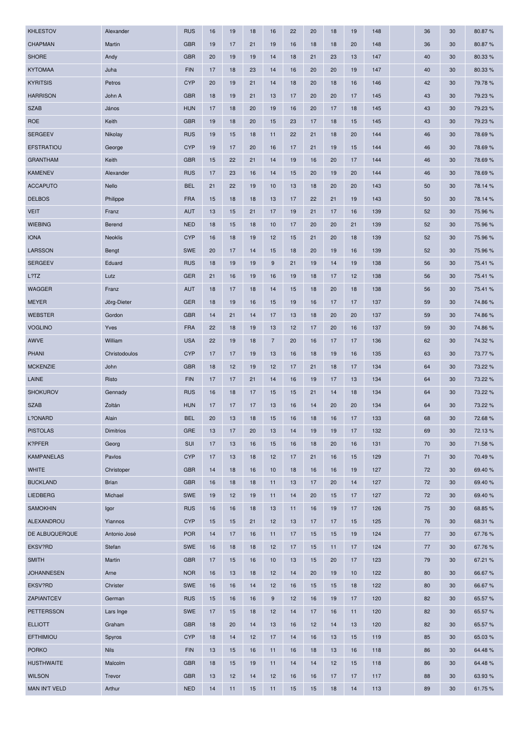| | | | | | | | | | | | | | | | | |
|---|---|---|---|---|---|---|---|---|---|---|---|---|---|---|---|---|
| KHLESTOV | Alexander | RUS | 16 | 19 | 18 | 16 | 22 | 20 | 18 | 19 | 148 | | 36 | 30 | 80.87 % |
| CHAPMAN | Martin | GBR | 19 | 17 | 21 | 19 | 16 | 18 | 18 | 20 | 148 | | 36 | 30 | 80.87 % |
| SHORE | Andy | GBR | 20 | 19 | 19 | 14 | 18 | 21 | 23 | 13 | 147 | | 40 | 30 | 80.33 % |
| KYTOMAA | Juha | FIN | 17 | 18 | 23 | 14 | 16 | 20 | 20 | 19 | 147 | | 40 | 30 | 80.33 % |
| KYRITSIS | Petros | CYP | 20 | 19 | 21 | 14 | 18 | 20 | 18 | 16 | 146 | | 42 | 30 | 79.78 % |
| HARRISON | John A | GBR | 18 | 19 | 21 | 13 | 17 | 20 | 20 | 17 | 145 | | 43 | 30 | 79.23 % |
| SZAB | János | HUN | 17 | 18 | 20 | 19 | 16 | 20 | 17 | 18 | 145 | | 43 | 30 | 79.23 % |
| ROE | Keith | GBR | 19 | 18 | 20 | 15 | 23 | 17 | 18 | 15 | 145 | | 43 | 30 | 79.23 % |
| SERGEEV | Nikolay | RUS | 19 | 15 | 18 | 11 | 22 | 21 | 18 | 20 | 144 | | 46 | 30 | 78.69 % |
| EFSTRATIOU | George | CYP | 19 | 17 | 20 | 16 | 17 | 21 | 19 | 15 | 144 | | 46 | 30 | 78.69 % |
| GRANTHAM | Keith | GBR | 15 | 22 | 21 | 14 | 19 | 16 | 20 | 17 | 144 | | 46 | 30 | 78.69 % |
| KAMENEV | Alexander | RUS | 17 | 23 | 16 | 14 | 15 | 20 | 19 | 20 | 144 | | 46 | 30 | 78.69 % |
| ACCAPUTO | Nello | BEL | 21 | 22 | 19 | 10 | 13 | 18 | 20 | 20 | 143 | | 50 | 30 | 78.14 % |
| DELBOS | Philippe | FRA | 15 | 18 | 18 | 13 | 17 | 22 | 21 | 19 | 143 | | 50 | 30 | 78.14 % |
| VEIT | Franz | AUT | 13 | 15 | 21 | 17 | 19 | 21 | 17 | 16 | 139 | | 52 | 30 | 75.96 % |
| WIEBING | Berend | NED | 18 | 15 | 18 | 10 | 17 | 20 | 20 | 21 | 139 | | 52 | 30 | 75.96 % |
| IONA | Neoklis | CYP | 16 | 18 | 19 | 12 | 15 | 21 | 20 | 18 | 139 | | 52 | 30 | 75.96 % |
| LARSSON | Bengt | SWE | 20 | 17 | 14 | 15 | 18 | 20 | 19 | 16 | 139 | | 52 | 30 | 75.96 % |
| SERGEEV | Eduard | RUS | 18 | 19 | 19 | 9 | 21 | 19 | 14 | 19 | 138 | | 56 | 30 | 75.41 % |
| L?TZ | Lutz | GER | 21 | 16 | 19 | 16 | 19 | 18 | 17 | 12 | 138 | | 56 | 30 | 75.41 % |
| WAGGER | Franz | AUT | 18 | 17 | 18 | 14 | 15 | 18 | 20 | 18 | 138 | | 56 | 30 | 75.41 % |
| MEYER | Jörg-Dieter | GER | 18 | 19 | 16 | 15 | 19 | 16 | 17 | 17 | 137 | | 59 | 30 | 74.86 % |
| WEBSTER | Gordon | GBR | 14 | 21 | 14 | 17 | 13 | 18 | 20 | 20 | 137 | | 59 | 30 | 74.86 % |
| VOGLINO | Yves | FRA | 22 | 18 | 19 | 13 | 12 | 17 | 20 | 16 | 137 | | 59 | 30 | 74.86 % |
| AWVE | William | USA | 22 | 19 | 18 | 7 | 20 | 16 | 17 | 17 | 136 | | 62 | 30 | 74.32 % |
| PHANI | Christodoulos | CYP | 17 | 17 | 19 | 13 | 16 | 18 | 19 | 16 | 135 | | 63 | 30 | 73.77 % |
| MCKENZIE | John | GBR | 18 | 12 | 19 | 12 | 17 | 21 | 18 | 17 | 134 | | 64 | 30 | 73.22 % |
| LAINE | Risto | FIN | 17 | 17 | 21 | 14 | 16 | 19 | 17 | 13 | 134 | | 64 | 30 | 73.22 % |
| SHOKUROV | Gennady | RUS | 16 | 18 | 17 | 15 | 15 | 21 | 14 | 18 | 134 | | 64 | 30 | 73.22 % |
| SZAB | Zoltán | HUN | 17 | 17 | 17 | 13 | 16 | 14 | 20 | 20 | 134 | | 64 | 30 | 73.22 % |
| L?ONARD | Alain | BEL | 20 | 13 | 18 | 15 | 16 | 18 | 16 | 17 | 133 | | 68 | 30 | 72.68 % |
| PISTOLAS | Dimitrios | GRE | 13 | 17 | 20 | 13 | 14 | 19 | 19 | 17 | 132 | | 69 | 30 | 72.13 % |
| K?PFER | Georg | SUI | 17 | 13 | 16 | 15 | 16 | 18 | 20 | 16 | 131 | | 70 | 30 | 71.58 % |
| KAMPANELAS | Pavlos | CYP | 17 | 13 | 18 | 12 | 17 | 21 | 16 | 15 | 129 | | 71 | 30 | 70.49 % |
| WHITE | Christoper | GBR | 14 | 18 | 16 | 10 | 18 | 16 | 16 | 19 | 127 | | 72 | 30 | 69.40 % |
| BUCKLAND | Brian | GBR | 16 | 18 | 18 | 11 | 13 | 17 | 20 | 14 | 127 | | 72 | 30 | 69.40 % |
| LIEDBERG | Michael | SWE | 19 | 12 | 19 | 11 | 14 | 20 | 15 | 17 | 127 | | 72 | 30 | 69.40 % |
| SAMOKHIN | Igor | RUS | 16 | 16 | 18 | 13 | 11 | 16 | 19 | 17 | 126 | | 75 | 30 | 68.85 % |
| ALEXANDROU | Yiannos | CYP | 15 | 15 | 21 | 12 | 13 | 17 | 17 | 15 | 125 | | 76 | 30 | 68.31 % |
| DE ALBUQUERQUE | Antonio José | POR | 14 | 17 | 16 | 11 | 17 | 15 | 15 | 19 | 124 | | 77 | 30 | 67.76 % |
| EKSV?RD | Stefan | SWE | 16 | 18 | 18 | 12 | 17 | 15 | 11 | 17 | 124 | | 77 | 30 | 67.76 % |
| SMITH | Martin | GBR | 17 | 15 | 16 | 10 | 13 | 15 | 20 | 17 | 123 | | 79 | 30 | 67.21 % |
| JOHANNESEN | Arne | NOR | 16 | 13 | 18 | 12 | 14 | 20 | 19 | 10 | 122 | | 80 | 30 | 66.67 % |
| EKSV?RD | Christer | SWE | 16 | 16 | 14 | 12 | 16 | 15 | 15 | 18 | 122 | | 80 | 30 | 66.67 % |
| ZAPIANTCEV | German | RUS | 15 | 16 | 16 | 9 | 12 | 16 | 19 | 17 | 120 | | 82 | 30 | 65.57 % |
| PETTERSSON | Lars Inge | SWE | 17 | 15 | 18 | 12 | 14 | 17 | 16 | 11 | 120 | | 82 | 30 | 65.57 % |
| ELLIOTT | Graham | GBR | 18 | 20 | 14 | 13 | 16 | 12 | 14 | 13 | 120 | | 82 | 30 | 65.57 % |
| EFTHIMIOU | Spyros | CYP | 18 | 14 | 12 | 17 | 14 | 16 | 13 | 15 | 119 | | 85 | 30 | 65.03 % |
| PORKO | Nils | FIN | 13 | 15 | 16 | 11 | 16 | 18 | 13 | 16 | 118 | | 86 | 30 | 64.48 % |
| HUSTHWAITE | Malcolm | GBR | 18 | 15 | 19 | 11 | 14 | 14 | 12 | 15 | 118 | | 86 | 30 | 64.48 % |
| WILSON | Trevor | GBR | 13 | 12 | 14 | 12 | 16 | 16 | 17 | 17 | 117 | | 88 | 30 | 63.93 % |
| MAN IN'T VELD | Arthur | NED | 14 | 11 | 15 | 11 | 15 | 15 | 18 | 14 | 113 | | 89 | 30 | 61.75 % |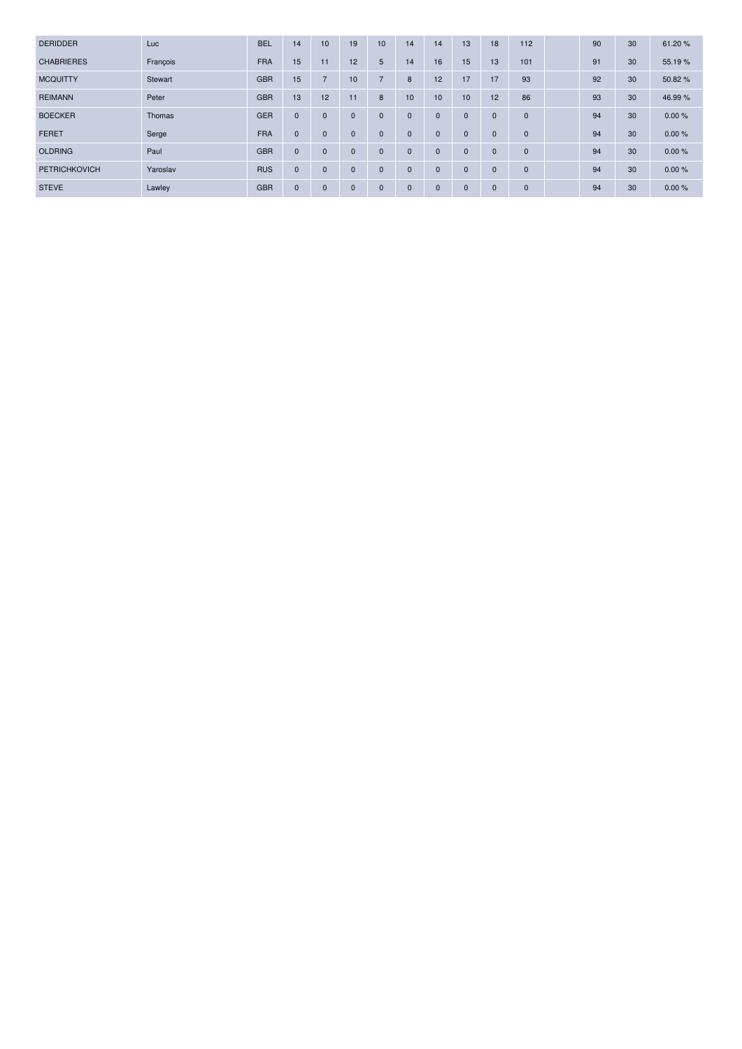| DERIDDER | Luc | BEL | 14 | 10 | 19 | 10 | 14 | 14 | 13 | 18 | 112 | | 90 | 30 | 61.20 % |
|---|---|---|---|---|---|---|---|---|---|---|---|---|---|---|---|
| CHABRIERES | François | FRA | 15 | 11 | 12 | 5 | 14 | 16 | 15 | 13 | 101 | | 91 | 30 | 55.19 % |
| MCQUITTY | Stewart | GBR | 15 | 7 | 10 | 7 | 8 | 12 | 17 | 17 | 93 | | 92 | 30 | 50.82 % |
| REIMANN | Peter | GBR | 13 | 12 | 11 | 8 | 10 | 10 | 10 | 12 | 86 | | 93 | 30 | 46.99 % |
| BOECKER | Thomas | GER | 0 | 0 | 0 | 0 | 0 | 0 | 0 | 0 | 0 | | 94 | 30 | 0.00 % |
| FERET | Serge | FRA | 0 | 0 | 0 | 0 | 0 | 0 | 0 | 0 | 0 | | 94 | 30 | 0.00 % |
| OLDRING | Paul | GBR | 0 | 0 | 0 | 0 | 0 | 0 | 0 | 0 | 0 | | 94 | 30 | 0.00 % |
| PETRICHKOVICH | Yaroslav | RUS | 0 | 0 | 0 | 0 | 0 | 0 | 0 | 0 | 0 | | 94 | 30 | 0.00 % |
| STEVE | Lawley | GBR | 0 | 0 | 0 | 0 | 0 | 0 | 0 | 0 | 0 | | 94 | 30 | 0.00 % |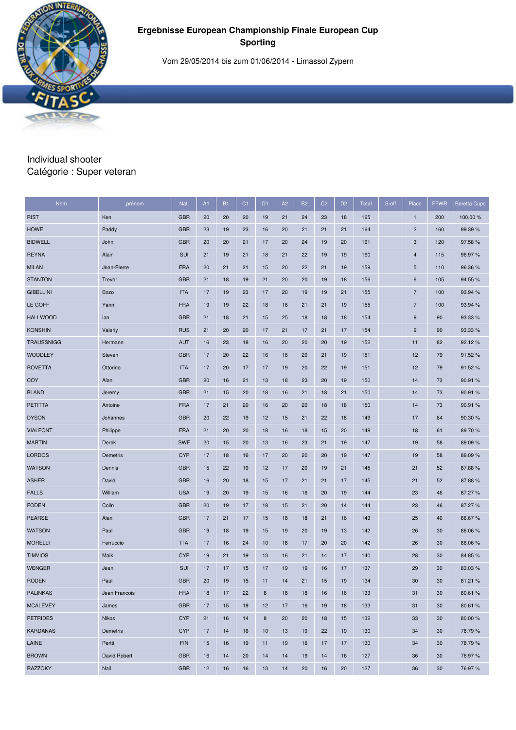**Ergebnisse European Championship Finale European Cup Sporting**

Vom 29/05/2014 bis zum 01/06/2014 - Limassol Zypern

Individual shooter
Catégorie : Super veteran

| Nom | prénom | Nat. | A1 | B1 | C1 | D1 | A2 | B2 | C2 | D2 | Total | S-off | Place | FFWR | Beretta Cups |
|---|---|---|---|---|---|---|---|---|---|---|---|---|---|---|---|
| RIST | Ken | GBR | 20 | 20 | 20 | 19 | 21 | 24 | 23 | 18 | 165 | | 1 | 200 | 100.00 % |
| HOWE | Paddy | GBR | 23 | 19 | 23 | 16 | 20 | 21 | 21 | 21 | 164 | | 2 | 160 | 99.39 % |
| BIDWELL | John | GBR | 20 | 20 | 21 | 17 | 20 | 24 | 19 | 20 | 161 | | 3 | 120 | 97.58 % |
| REYNA | Alain | SUI | 21 | 19 | 21 | 18 | 21 | 22 | 19 | 19 | 160 | | 4 | 115 | 96.97 % |
| MILAN | Jean-Pierre | FRA | 20 | 21 | 21 | 15 | 20 | 22 | 21 | 19 | 159 | | 5 | 110 | 96.36 % |
| STANTON | Trevor | GBR | 21 | 18 | 19 | 21 | 20 | 20 | 19 | 18 | 156 | | 6 | 105 | 94.55 % |
| GIBELLINI | Enzo | ITA | 17 | 19 | 23 | 17 | 20 | 19 | 19 | 21 | 155 | | 7 | 100 | 93.94 % |
| LE GOFF | Yann | FRA | 19 | 19 | 22 | 18 | 16 | 21 | 21 | 19 | 155 | | 7 | 100 | 93.94 % |
| HALLWOOD | Ian | GBR | 21 | 18 | 21 | 15 | 25 | 18 | 18 | 18 | 154 | | 9 | 90 | 93.33 % |
| KONSHIN | Valeriy | RUS | 21 | 20 | 20 | 17 | 21 | 17 | 21 | 17 | 154 | | 9 | 90 | 93.33 % |
| TRAUSSNIGG | Hermann | AUT | 16 | 23 | 18 | 16 | 20 | 20 | 20 | 19 | 152 | | 11 | 82 | 92.12 % |
| WOODLEY | Steven | GBR | 17 | 20 | 22 | 16 | 16 | 20 | 21 | 19 | 151 | | 12 | 79 | 91.52 % |
| ROVETTA | Ottorino | ITA | 17 | 20 | 17 | 17 | 19 | 20 | 22 | 19 | 151 | | 12 | 79 | 91.52 % |
| COY | Alan | GBR | 20 | 16 | 21 | 13 | 18 | 23 | 20 | 19 | 150 | | 14 | 73 | 90.91 % |
| BLAND | Jeremy | GBR | 21 | 15 | 20 | 18 | 16 | 21 | 18 | 21 | 150 | | 14 | 73 | 90.91 % |
| PETITTA | Antoine | FRA | 17 | 21 | 20 | 16 | 20 | 20 | 18 | 18 | 150 | | 14 | 73 | 90.91 % |
| DYSON | Johannes | GBR | 20 | 22 | 19 | 12 | 15 | 21 | 22 | 18 | 149 | | 17 | 64 | 90.30 % |
| VIALFONT | Philippe | FRA | 21 | 20 | 20 | 18 | 16 | 18 | 15 | 20 | 148 | | 18 | 61 | 89.70 % |
| MARTIN | Derek | SWE | 20 | 15 | 20 | 13 | 16 | 23 | 21 | 19 | 147 | | 19 | 58 | 89.09 % |
| LORDOS | Demetris | CYP | 17 | 18 | 16 | 17 | 20 | 20 | 20 | 19 | 147 | | 19 | 58 | 89.09 % |
| WATSON | Dennis | GBR | 15 | 22 | 19 | 12 | 17 | 20 | 19 | 21 | 145 | | 21 | 52 | 87.88 % |
| ASHER | David | GBR | 16 | 20 | 18 | 15 | 17 | 21 | 21 | 17 | 145 | | 21 | 52 | 87.88 % |
| FALLS | William | USA | 19 | 20 | 19 | 15 | 16 | 16 | 20 | 19 | 144 | | 23 | 46 | 87.27 % |
| FODEN | Colin | GBR | 20 | 19 | 17 | 18 | 15 | 21 | 20 | 14 | 144 | | 23 | 46 | 87.27 % |
| PEARSE | Alan | GBR | 17 | 21 | 17 | 15 | 18 | 18 | 21 | 16 | 143 | | 25 | 40 | 86.67 % |
| WATSON | Paul | GBR | 19 | 18 | 19 | 15 | 19 | 20 | 19 | 13 | 142 | | 26 | 30 | 86.06 % |
| MORELLI | Ferruccio | ITA | 17 | 16 | 24 | 10 | 18 | 17 | 20 | 20 | 142 | | 26 | 30 | 86.06 % |
| TIMVIOS | Maik | CYP | 19 | 21 | 19 | 13 | 16 | 21 | 14 | 17 | 140 | | 28 | 30 | 84.85 % |
| WENGER | Jean | SUI | 17 | 17 | 15 | 17 | 19 | 19 | 16 | 17 | 137 | | 29 | 30 | 83.03 % |
| RODEN | Paul | GBR | 20 | 19 | 15 | 11 | 14 | 21 | 15 | 19 | 134 | | 30 | 30 | 81.21 % |
| PALINKAS | Jean Francois | FRA | 18 | 17 | 22 | 8 | 18 | 18 | 16 | 16 | 133 | | 31 | 30 | 80.61 % |
| MCALEVEY | James | GBR | 17 | 15 | 19 | 12 | 17 | 16 | 19 | 18 | 133 | | 31 | 30 | 80.61 % |
| PETRIDES | Nikos | CYP | 21 | 16 | 14 | 8 | 20 | 20 | 18 | 15 | 132 | | 33 | 30 | 80.00 % |
| KARDANAS | Demetris | CYP | 17 | 14 | 16 | 10 | 13 | 19 | 22 | 19 | 130 | | 34 | 30 | 78.79 % |
| LAINE | Pertti | FIN | 15 | 16 | 19 | 11 | 19 | 16 | 17 | 17 | 130 | | 34 | 30 | 78.79 % |
| BROWN | David Robert | GBR | 16 | 14 | 20 | 14 | 14 | 19 | 14 | 16 | 127 | | 36 | 30 | 76.97 % |
| RAZZOKY | Nail | GBR | 12 | 16 | 16 | 13 | 14 | 20 | 16 | 20 | 127 | | 36 | 30 | 76.97 % |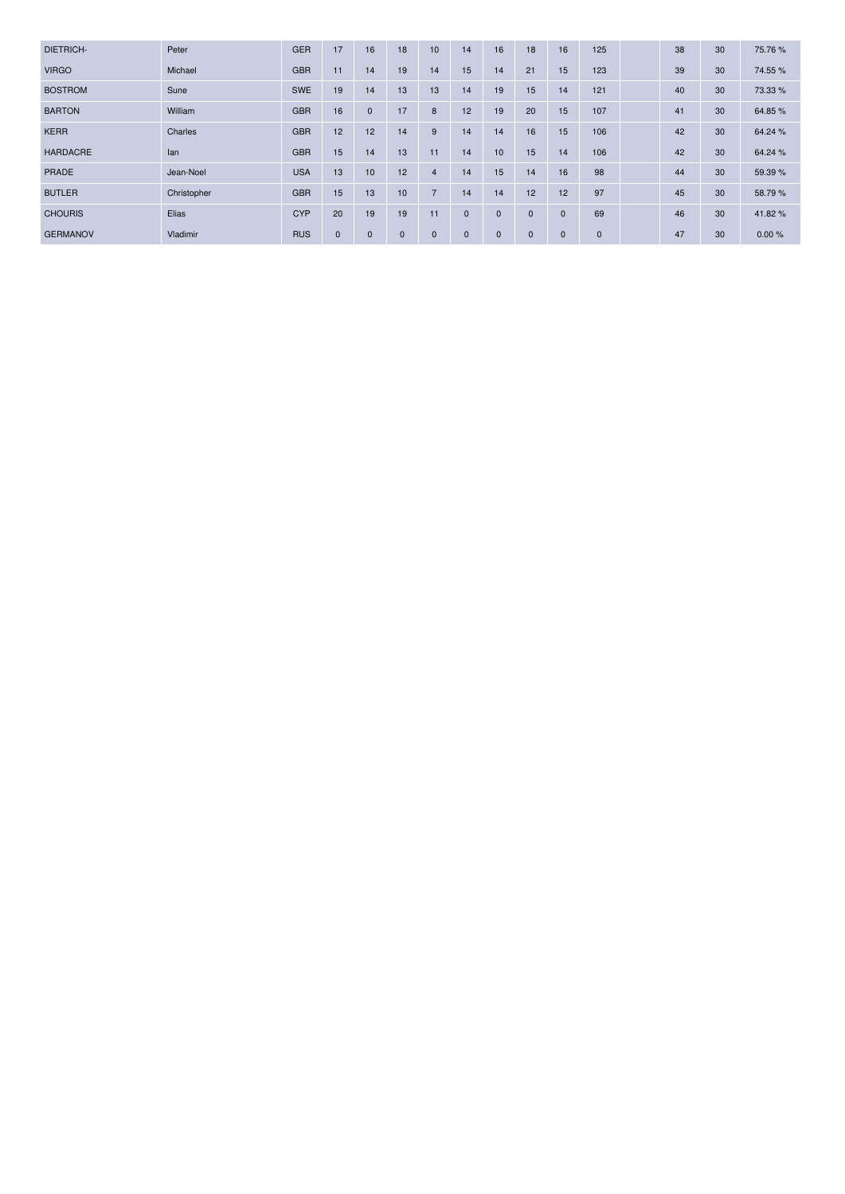| | | | | | | | | | | | | | | | | |
|---|---|---|---|---|---|---|---|---|---|---|---|---|---|---|---|---|
| DIETRICH- | Peter | GER | 17 | 16 | 18 | 10 | 14 | 16 | 18 | 16 | 125 | | 38 | 30 | 75.76 % |
| VIRGO | Michael | GBR | 11 | 14 | 19 | 14 | 15 | 14 | 21 | 15 | 123 | | 39 | 30 | 74.55 % |
| BOSTROM | Sune | SWE | 19 | 14 | 13 | 13 | 14 | 19 | 15 | 14 | 121 | | 40 | 30 | 73.33 % |
| BARTON | William | GBR | 16 | 0 | 17 | 8 | 12 | 19 | 20 | 15 | 107 | | 41 | 30 | 64.85 % |
| KERR | Charles | GBR | 12 | 12 | 14 | 9 | 14 | 14 | 16 | 15 | 106 | | 42 | 30 | 64.24 % |
| HARDACRE | Ian | GBR | 15 | 14 | 13 | 11 | 14 | 10 | 15 | 14 | 106 | | 42 | 30 | 64.24 % |
| PRADE | Jean-Noel | USA | 13 | 10 | 12 | 4 | 14 | 15 | 14 | 16 | 98 | | 44 | 30 | 59.39 % |
| BUTLER | Christopher | GBR | 15 | 13 | 10 | 7 | 14 | 14 | 12 | 12 | 97 | | 45 | 30 | 58.79 % |
| CHOURIS | Elias | CYP | 20 | 19 | 19 | 11 | 0 | 0 | 0 | 0 | 69 | | 46 | 30 | 41.82 % |
| GERMANOV | Vladimir | RUS | 0 | 0 | 0 | 0 | 0 | 0 | 0 | 0 | 0 | | 47 | 30 | 0.00 % |